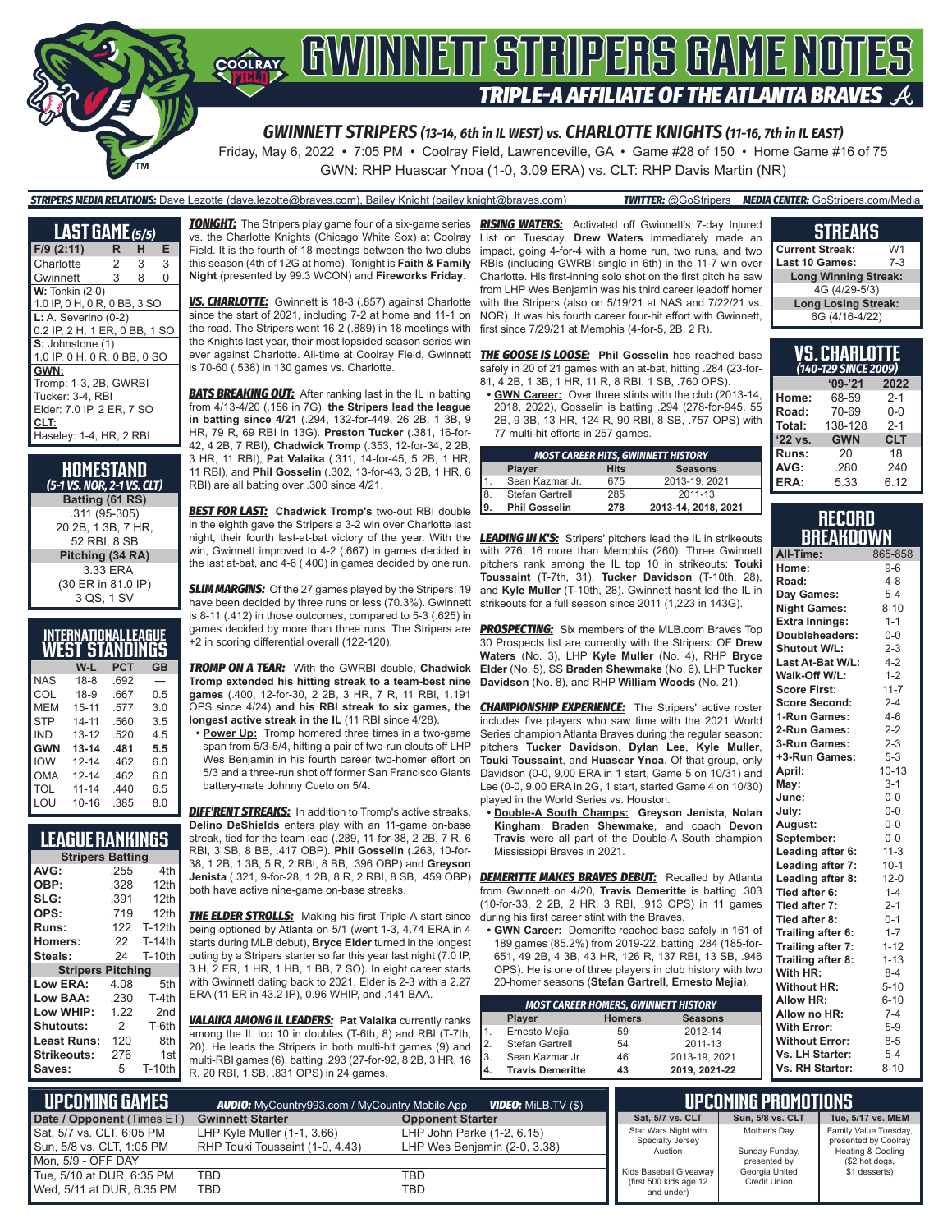# GWINNETT STRIPERS GAME NOTES

## TRIPLE-A AFFILIATE OF THE ATLANTA BRAVES

### GWINNETT STRIPERS (13-14, 6th in IL WEST) vs. CHARLOTTE KNIGHTS (11-16, 7th in IL EAST)

Friday, May 6, 2022 • 7:05 PM • Coolray Field, Lawrenceville, GA • Game #28 of 150 • Home Game #16 of 75

GWN: RHP Huascar Ynoa (1-0, 3.09 ERA) vs. CLT: RHP Davis Martin (NR)

***STRIPERS MEDIA RELATIONS:*** Dave Lezotte (dave.lezotte@braves.com), Bailey Knight (bailey.knight@braves.com) ***TWITTER:*** @GoStripers ***MEDIA CENTER:*** GoStripers.com/Media

## LAST GAME (5/5)

| F/9 (2:11) | R | H | E |
|---|---|---|---|
| Charlotte | 2 | 3 | 3 |
| Gwinnett | 3 | 8 | 0 |

**W:** Tonkin (2-0)
1.0 IP, 0 H, 0 R, 0 BB, 3 SO

**L:** A. Severino (0-2)
0.2 IP, 2 H, 1 ER, 0 BB, 1 SO

**S:** Johnstone (1)
1.0 IP, 0 H, 0 R, 0 BB, 0 SO

**GWN:**
Tromp: 1-3, 2B, GWRBI
Tucker: 3-4, RBI
Elder: 7.0 IP, 2 ER, 7 SO

**CLT:**
Haseley: 1-4, HR, 2 RBI

## HOMESTAND
*(5-1 VS. NOR, 2-1 VS. CLT)*

| Batting (61 RS) |
|---|
| .311 (95-305) |
| 20 2B, 1 3B, 7 HR, |
| 52 RBI, 8 SB |
| **Pitching (34 RA)** |
| 3.33 ERA |
| (30 ER in 81.0 IP) |
| 3 QS, 1 SV |

## INTERNATIONAL LEAGUE WEST STANDINGS

| | W-L | PCT | GB |
|---|---|---|---|
| NAS | 18-8 | .692 | --- |
| COL | 18-9 | .667 | 0.5 |
| MEM | 15-11 | .577 | 3.0 |
| STP | 14-11 | .560 | 3.5 |
| IND | 13-12 | .520 | 4.5 |
| **GWN** | **13-14** | **.481** | **5.5** |
| IOW | 12-14 | .462 | 6.0 |
| OMA | 12-14 | .462 | 6.0 |
| TOL | 11-14 | .440 | 6.5 |
| LOU | 10-16 | .385 | 8.0 |

## LEAGUE RANKINGS

| Stripers Batting | | |
|---|---|---|
| AVG: | .255 | 4th |
| OBP: | .328 | 12th |
| SLG: | .391 | 12th |
| OPS: | .719 | 12th |
| Runs: | 122 | T-12th |
| Homers: | 22 | T-14th |
| Steals: | 24 | T-10th |
| **Stripers Pitching** | | |
| Low ERA: | 4.08 | 5th |
| Low BAA: | .230 | T-4th |
| Low WHIP: | 1.22 | 2nd |
| Shutouts: | 2 | T-6th |
| Least Runs: | 120 | 8th |
| Strikeouts: | 276 | 1st |
| Saves: | 5 | T-10th |

***TONIGHT:*** The Stripers play game four of a six-game series vs. the Charlotte Knights (Chicago White Sox) at Coolray Field. It is the fourth of 18 meetings between the two clubs this season (4th of 12G at home). Tonight is **Faith & Family Night** (presented by 99.3 WCON) and **Fireworks Friday**.

***VS. CHARLOTTE:*** Gwinnett is 18-3 (.857) against Charlotte since the start of 2021, including 7-2 at home and 11-1 on the road. The Stripers went 16-2 (.889) in 18 meetings with the Knights last year, their most lopsided season series win ever against Charlotte. All-time at Coolray Field, Gwinnett is 70-60 (.538) in 130 games vs. Charlotte.

***BATS BREAKING OUT:*** After ranking last in the IL in batting from 4/13-4/20 (.156 in 7G), **the Stripers lead the league in batting since 4/21** (.294, 132-for-449, 26 2B, 1 3B, 9 HR, 79 R, 69 RBI in 13G). **Preston Tucker** (.381, 16-for-42, 4 2B, 7 RBI), **Chadwick Tromp** (.353, 12-for-34, 2 2B, 3 HR, 11 RBI), **Pat Valaika** (.311, 14-for-45, 5 2B, 1 HR, 11 RBI), and **Phil Gosselin** (.302, 13-for-43, 3 2B, 1 HR, 6 RBI) are all batting over .300 since 4/21.

***BEST FOR LAST:*** **Chadwick Tromp's** two-out RBI double in the eighth gave the Stripers a 3-2 win over Charlotte last night, their fourth last-at-bat victory of the year. With the win, Gwinnett improved to 4-2 (.667) in games decided in the last at-bat, and 4-6 (.400) in games decided by one run.

***SLIM MARGINS:*** Of the 27 games played by the Stripers, 19 have been decided by three runs or less (70.3%). Gwinnett is 8-11 (.412) in those outcomes, compared to 5-3 (.625) in games decided by more than three runs. The Stripers are +2 in scoring differential overall (122-120).

***TROMP ON A TEAR:*** With the GWRBI double, **Chadwick Tromp extended his hitting streak to a team-best nine games** (.400, 12-for-30, 2 2B, 3 HR, 7 R, 11 RBI, 1.191 OPS since 4/24) **and his RBI streak to six games, the longest active streak in the IL** (11 RBI since 4/28).

- **Power Up:** Tromp homered three times in a two-game span from 5/3-5/4, hitting a pair of two-run clouts off LHP Wes Benjamin in his fourth career two-homer effort on 5/3 and a three-run shot off former San Francisco Giants battery-mate Johnny Cueto on 5/4.

***DIFF'RENT STREAKS:*** In addition to Tromp's active streaks, **Delino DeShields** enters play with an 11-game on-base streak, tied for the team lead (.289, 11-for-38, 2 2B, 7 R, 6 RBI, 3 SB, 8 BB, .417 OBP). **Phil Gosselin** (.263, 10-for-38, 1 2B, 1 3B, 5 R, 2 RBI, 8 BB, .396 OBP) and **Greyson Jenista** (.321, 9-for-28, 1 2B, 8 R, 2 RBI, 8 SB, .459 OBP) both have active nine-game on-base streaks.

***THE ELDER STROLLS:*** Making his first Triple-A start since being optioned by Atlanta on 5/1 (went 1-3, 4.74 ERA in 4 starts during MLB debut), **Bryce Elder** turned in the longest outing by a Stripers starter so far this year last night (7.0 IP, 3 H, 2 ER, 1 HR, 1 HB, 1 BB, 7 SO). In eight career starts with Gwinnett dating back to 2021, Elder is 2-3 with a 2.27 ERA (11 ER in 43.2 IP), 0.96 WHIP, and .141 BAA.

***VALAIKA AMONG IL LEADERS:*** **Pat Valaika** currently ranks among the IL top 10 in doubles (T-6th, 8) and RBI (T-7th, 20). He leads the Stripers in both multi-hit games (9) and multi-RBI games (6), batting .293 (27-for-92, 8 2B, 3 HR, 16 R, 20 RBI, 1 SB, .831 OPS) in 24 games.

***RISING WATERS:*** Activated off Gwinnett's 7-day Injured List on Tuesday, **Drew Waters** immediately made an impact, going 4-for-4 with a home run, two runs, and two RBIs (including GWRBI single in 6th) in the 11-7 win over Charlotte. His first-inning solo shot on the first pitch he saw from LHP Wes Benjamin was his third career leadoff homer with the Stripers (also on 5/19/21 at NAS and 7/22/21 vs. NOR). It was his fourth career four-hit effort with Gwinnett, first since 7/29/21 at Memphis (4-for-5, 2B, 2 R).

***THE GOOSE IS LOOSE:*** **Phil Gosselin** has reached base safely in 20 of 21 games with an at-bat, hitting .284 (23-for-81, 4 2B, 1 3B, 1 HR, 11 R, 8 RBI, 1 SB, .760 OPS).

- **GWN Career:** Over three stints with the club (2013-14, 2018, 2022), Gosselin is batting .294 (278-for-945, 55 2B, 9 3B, 13 HR, 124 R, 90 RBI, 8 SB, .757 OPS) with 77 multi-hit efforts in 257 games.

| MOST CAREER HITS, GWINNETT HISTORY | | | |
|---|---|---|---|
| | **Player** | **Hits** | **Seasons** |
| 1. | Sean Kazmar Jr. | 675 | 2013-19, 2021 |
| 8. | Stefan Gartrell | 285 | 2011-13 |
| **9.** | **Phil Gosselin** | **278** | **2013-14, 2018, 2021** |

***LEADING IN K'S:*** Stripers' pitchers lead the IL in strikeouts with 276, 16 more than Memphis (260). Three Gwinnett pitchers rank among the IL top 10 in strikeouts: **Touki Toussaint** (T-7th, 31), **Tucker Davidson** (T-10th, 28), and **Kyle Muller** (T-10th, 28). Gwinnett hasnt led the IL in strikeouts for a full season since 2011 (1,223 in 143G).

***PROSPECTING:*** Six members of the MLB.com Braves Top 30 Prospects list are currently with the Stripers: OF **Drew Waters** (No. 3), LHP **Kyle Muller** (No. 4), RHP **Bryce Elder** (No. 5), SS **Braden Shewmake** (No. 6), LHP **Tucker Davidson** (No. 8), and RHP **William Woods** (No. 21).

***CHAMPIONSHIP EXPERIENCE:*** The Stripers' active roster includes five players who saw time with the 2021 World Series champion Atlanta Braves during the regular season: pitchers **Tucker Davidson**, **Dylan Lee**, **Kyle Muller**, **Touki Toussaint**, and **Huascar Ynoa**. Of that group, only Davidson (0-0, 9.00 ERA in 1 start, Game 5 on 10/31) and Lee (0-0, 9.00 ERA in 2G, 1 start, started Game 4 on 10/30) played in the World Series vs. Houston.

- **Double-A South Champs:** **Greyson Jenista**, **Nolan Kingham**, **Braden Shewmake**, and coach **Devon Travis** were all part of the Double-A South champion Mississippi Braves in 2021.

***DEMERITTE MAKES BRAVES DEBUT:*** Recalled by Atlanta from Gwinnett on 4/20, **Travis Demeritte** is batting .303 (10-for-33, 2 2B, 2 HR, 3 RBI, .913 OPS) in 11 games during his first career stint with the Braves.

- **GWN Career:** Demeritte reached base safely in 161 of 189 games (85.2%) from 2019-22, batting .284 (185-for-651, 49 2B, 4 3B, 43 HR, 126 R, 137 RBI, 13 SB, .946 OPS). He is one of three players in club history with two 20-homer seasons (**Stefan Gartrell**, **Ernesto Mejia**).

| MOST CAREER HOMERS, GWINNETT HISTORY | | | |
|---|---|---|---|
| | **Player** | **Homers** | **Seasons** |
| 1. | Ernesto Mejia | 59 | 2012-14 |
| 2. | Stefan Gartrell | 54 | 2011-13 |
| 3. | Sean Kazmar Jr. | 46 | 2013-19, 2021 |
| **4.** | **Travis Demeritte** | **43** | **2019, 2021-22** |

## STREAKS

| | |
|---|---|
| Current Streak: | W1 |
| Last 10 Games: | 7-3 |
| **Long Winning Streak:** | |
| 4G (4/29-5/3) | |
| **Long Losing Streak:** | |
| 6G (4/16-4/22) | |

## VS. CHARLOTTE
*(140-129 SINCE 2009)*

| | '09-'21 | 2022 |
|---|---|---|
| Home: | 68-59 | 2-1 |
| Road: | 70-69 | 0-0 |
| Total: | 138-128 | 2-1 |
| **'22 vs.** | **GWN** | **CLT** |
| Runs: | 20 | 18 |
| AVG: | .280 | .240 |
| ERA: | 5.33 | 6.12 |

## RECORD BREAKDOWN

| | |
|---|---|
| All-Time: | 865-858 |
| Home: | 9-6 |
| Road: | 4-8 |
| Day Games: | 5-4 |
| Night Games: | 8-10 |
| Extra Innings: | 1-1 |
| Doubleheaders: | 0-0 |
| Shutout W/L: | 2-3 |
| Last At-Bat W/L: | 4-2 |
| Walk-Off W/L: | 1-2 |
| Score First: | 11-7 |
| Score Second: | 2-4 |
| 1-Run Games: | 4-6 |
| 2-Run Games: | 2-2 |
| 3-Run Games: | 2-3 |
| +3-Run Games: | 5-3 |
| April: | 10-13 |
| May: | 3-1 |
| June: | 0-0 |
| July: | 0-0 |
| August: | 0-0 |
| September: | 0-0 |
| Leading after 6: | 11-3 |
| Leading after 7: | 10-1 |
| Leading after 8: | 12-0 |
| Tied after 6: | 1-4 |
| Tied after 7: | 2-1 |
| Tied after 8: | 0-1 |
| Trailing after 6: | 1-7 |
| Trailing after 7: | 1-12 |
| Trailing after 8: | 1-13 |
| With HR: | 8-4 |
| Without HR: | 5-10 |
| Allow HR: | 6-10 |
| Allow no HR: | 7-4 |
| With Error: | 5-9 |
| Without Error: | 8-5 |
| Vs. LH Starter: | 5-4 |
| Vs. RH Starter: | 8-10 |

## UPCOMING GAMES

***AUDIO:*** MyCountry993.com / MyCountry Mobile App ***VIDEO:*** MiLB.TV ($)

| Date / Opponent (Times ET) | Gwinnett Starter | Opponent Starter |
|---|---|---|
| Sat, 5/7 vs. CLT, 6:05 PM | LHP Kyle Muller (1-1, 3.66) | LHP John Parke (1-2, 6.15) |
| Sun, 5/8 vs. CLT, 1:05 PM | RHP Touki Toussaint (1-0, 4.43) | LHP Wes Benjamin (2-0, 3.38) |
| Mon, 5/9 - OFF DAY | | |
| Tue, 5/10 at DUR, 6:35 PM | TBD | TBD |
| Wed, 5/11 at DUR, 6:35 PM | TBD | TBD |

## UPCOMING PROMOTIONS

| Sat, 5/7 vs. CLT | Sun, 5/8 vs. CLT | Tue, 5/17 vs. MEM |
|---|---|---|
| Star Wars Night with Specialty Jersey Auction<br>Kids Baseball Giveaway (first 500 kids age 12 and under) | Mother's Day<br>Sunday Funday, presented by Georgia United Credit Union | Family Value Tuesday, presented by Coolray Heating & Cooling ($2 hot dogs, $1 desserts) |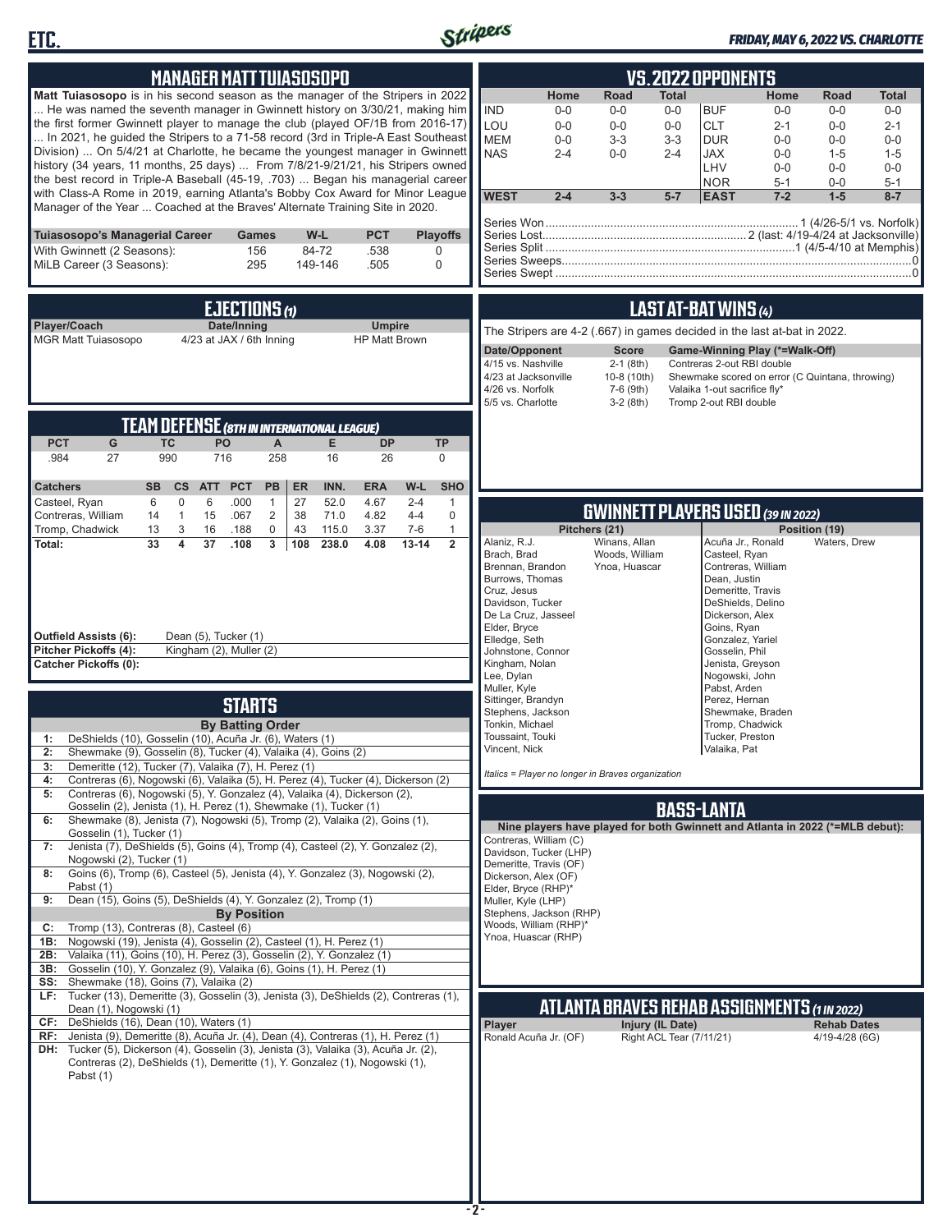## MANAGER MATT TUIASOSOPO

**Matt Tuiasosopo** is in his second season as the manager of the Stripers in 2022 ... He was named the seventh manager in Gwinnett history on 3/30/21, making him the first former Gwinnett player to manage the club (played OF/1B from 2016-17) ... In 2021, he guided the Stripers to a 71-58 record (3rd in Triple-A East Southeast Division) ... On 5/4/21 at Charlotte, he became the youngest manager in Gwinnett history (34 years, 11 months, 25 days) ... From 7/8/21-9/21/21, his Stripers owned the best record in Triple-A Baseball (45-19, .703) ... Began his managerial career with Class-A Rome in 2019, earning Atlanta's Bobby Cox Award for Minor League Manager of the Year ... Coached at the Braves' Alternate Training Site in 2020.

| Tuiasosopo's Managerial Career | Games | W-L | PCT | Playoffs |
|---|---|---|---|---|
| With Gwinnett (2 Seasons): | 156 | 84-72 | .538 | 0 |
| MiLB Career (3 Seasons): | 295 | 149-146 | .505 | 0 |

## EJECTIONS (1)

| Player/Coach | Date/Inning | Umpire |
|---|---|---|
| MGR Matt Tuiasosopo | 4/23 at JAX / 6th Inning | HP Matt Brown |

## TEAM DEFENSE (8TH IN INTERNATIONAL LEAGUE)

| PCT | G | TC | PO | A | E | DP | TP |
|---|---|---|---|---|---|---|---|
| .984 | 27 | 990 | 716 | 258 | 16 | 26 | 0 |

| Catchers | SB | CS | ATT | PCT | PB | ER | INN. | ERA | W-L | SHO |
|---|---|---|---|---|---|---|---|---|---|---|
| Casteel, Ryan | 6 | 0 | 6 | .000 | 1 | 27 | 52.0 | 4.67 | 2-4 | 1 |
| Contreras, William | 14 | 1 | 15 | .067 | 2 | 38 | 71.0 | 4.82 | 4-4 | 0 |
| Tromp, Chadwick | 13 | 3 | 16 | .188 | 0 | 43 | 115.0 | 3.37 | 7-6 | 1 |
| **Total:** | **33** | **4** | **37** | **.108** | **3** | **108** | **238.0** | **4.08** | **13-14** | **2** |

**Outfield Assists (6):** Dean (5), Tucker (1)
**Pitcher Pickoffs (4):** Kingham (2), Muller (2)
**Catcher Pickoffs (0):**

## STARTS

**By Batting Order**

| | |
|---|---|
| 1: | DeShields (10), Gosselin (10), Acuña Jr. (6), Waters (1) |
| 2: | Shewmake (9), Gosselin (8), Tucker (4), Valaika (4), Goins (2) |
| 3: | Demeritte (12), Tucker (7), Valaika (7), H. Perez (1) |
| 4: | Contreras (6), Nogowski (6), Valaika (5), H. Perez (4), Tucker (4), Dickerson (2) |
| 5: | Contreras (6), Nogowski (5), Y. Gonzalez (4), Valaika (4), Dickerson (2), Gosselin (2), Jenista (1), H. Perez (1), Shewmake (1), Tucker (1) |
| 6: | Shewmake (8), Jenista (7), Nogowski (5), Tromp (2), Valaika (2), Goins (1), Gosselin (1), Tucker (1) |
| 7: | Jenista (7), DeShields (5), Goins (4), Tromp (4), Casteel (2), Y. Gonzalez (2), Nogowski (2), Tucker (1) |
| 8: | Goins (6), Tromp (6), Casteel (5), Jenista (4), Y. Gonzalez (3), Nogowski (2), Pabst (1) |
| 9: | Dean (15), Goins (5), DeShields (4), Y. Gonzalez (2), Tromp (1) |

**By Position**

| | |
|---|---|
| C: | Tromp (13), Contreras (8), Casteel (6) |
| 1B: | Nogowski (19), Jenista (4), Gosselin (2), Casteel (1), H. Perez (1) |
| 2B: | Valaika (11), Goins (10), H. Perez (3), Gosselin (2), Y. Gonzalez (1) |
| 3B: | Gosselin (10), Y. Gonzalez (9), Valaika (6), Goins (1), H. Perez (1) |
| SS: | Shewmake (18), Goins (7), Valaika (2) |
| LF: | Tucker (13), Demeritte (3), Gosselin (3), Jenista (3), DeShields (2), Contreras (1), Dean (1), Nogowski (1) |
| CF: | DeShields (16), Dean (10), Waters (1) |
| RF: | Jenista (9), Demeritte (8), Acuña Jr. (4), Dean (4), Contreras (1), H. Perez (1) |
| DH: | Tucker (5), Dickerson (4), Gosselin (3), Jenista (3), Valaika (3), Acuña Jr. (2), Contreras (2), DeShields (1), Demeritte (1), Y. Gonzalez (1), Nogowski (1), Pabst (1) |

## VS. 2022 OPPONENTS

| | Home | Road | Total | | Home | Road | Total |
|---|---|---|---|---|---|---|---|
| IND | 0-0 | 0-0 | 0-0 | BUF | 0-0 | 0-0 | 0-0 |
| LOU | 0-0 | 0-0 | 0-0 | CLT | 2-1 | 0-0 | 2-1 |
| MEM | 0-0 | 3-3 | 3-3 | DUR | 0-0 | 0-0 | 0-0 |
| NAS | 2-4 | 0-0 | 2-4 | JAX | 0-0 | 1-5 | 1-5 |
| | | | | LHV | 0-0 | 0-0 | 0-0 |
| | | | | NOR | 5-1 | 0-0 | 5-1 |
| **WEST** | **2-4** | **3-3** | **5-7** | **EAST** | **7-2** | **1-5** | **8-7** |

Series Won ... 1 (4/26-5/1 vs. Norfolk)
Series Lost ... 2 (last: 4/19-4/24 at Jacksonville)
Series Split ... 1 (4/5-4/10 at Memphis)
Series Sweeps ... 0
Series Swept ... 0

## LAST AT-BAT WINS (4)

The Stripers are 4-2 (.667) in games decided in the last at-bat in 2022.

| Date/Opponent | Score | Game-Winning Play (*=Walk-Off) |
|---|---|---|
| 4/15 vs. Nashville | 2-1 (8th) | Contreras 2-out RBI double |
| 4/23 at Jacksonville | 10-8 (10th) | Shewmake scored on error (C Quintana, throwing) |
| 4/26 vs. Norfolk | 7-6 (9th) | Valaika 1-out sacrifice fly* |
| 5/5 vs. Charlotte | 3-2 (8th) | Tromp 2-out RBI double |

## GWINNETT PLAYERS USED (39 IN 2022)

**Pitchers (21)**
Alaniz, R.J.; Brach, Brad; Brennan, Brandon; Burrows, Thomas; Cruz, Jesus; Davidson, Tucker; De La Cruz, Jasseel; Elder, Bryce; Elledge, Seth; Johnstone, Connor; Kingham, Nolan; Lee, Dylan; Muller, Kyle; Sittinger, Brandyn; Stephens, Jackson; Tonkin, Michael; Toussaint, Touki; Vincent, Nick; Winans, Allan; Woods, William; Ynoa, Huascar

**Position (19)**
Acuña Jr., Ronald; Casteel, Ryan; Contreras, William; Dean, Justin; Demeritte, Travis; DeShields, Delino; Dickerson, Alex; Goins, Ryan; Gonzalez, Yariel; Gosselin, Phil; Jenista, Greyson; Nogowski, John; Pabst, Arden; Perez, Hernan; Shewmake, Braden; Tromp, Chadwick; Tucker, Preston; Valaika, Pat; Waters, Drew

*Italics = Player no longer in Braves organization*

## BASS-LANTA

**Nine players have played for both Gwinnett and Atlanta in 2022 (*=MLB debut):**

Contreras, William (C)
Davidson, Tucker (LHP)
Demeritte, Travis (OF)
Dickerson, Alex (OF)
Elder, Bryce (RHP)*
Muller, Kyle (LHP)
Stephens, Jackson (RHP)
Woods, William (RHP)*
Ynoa, Huascar (RHP)

## ATLANTA BRAVES REHAB ASSIGNMENTS (1 IN 2022)

| Player | Injury (IL Date) | Rehab Dates |
|---|---|---|
| Ronald Acuña Jr. (OF) | Right ACL Tear (7/11/21) | 4/19-4/28 (6G) |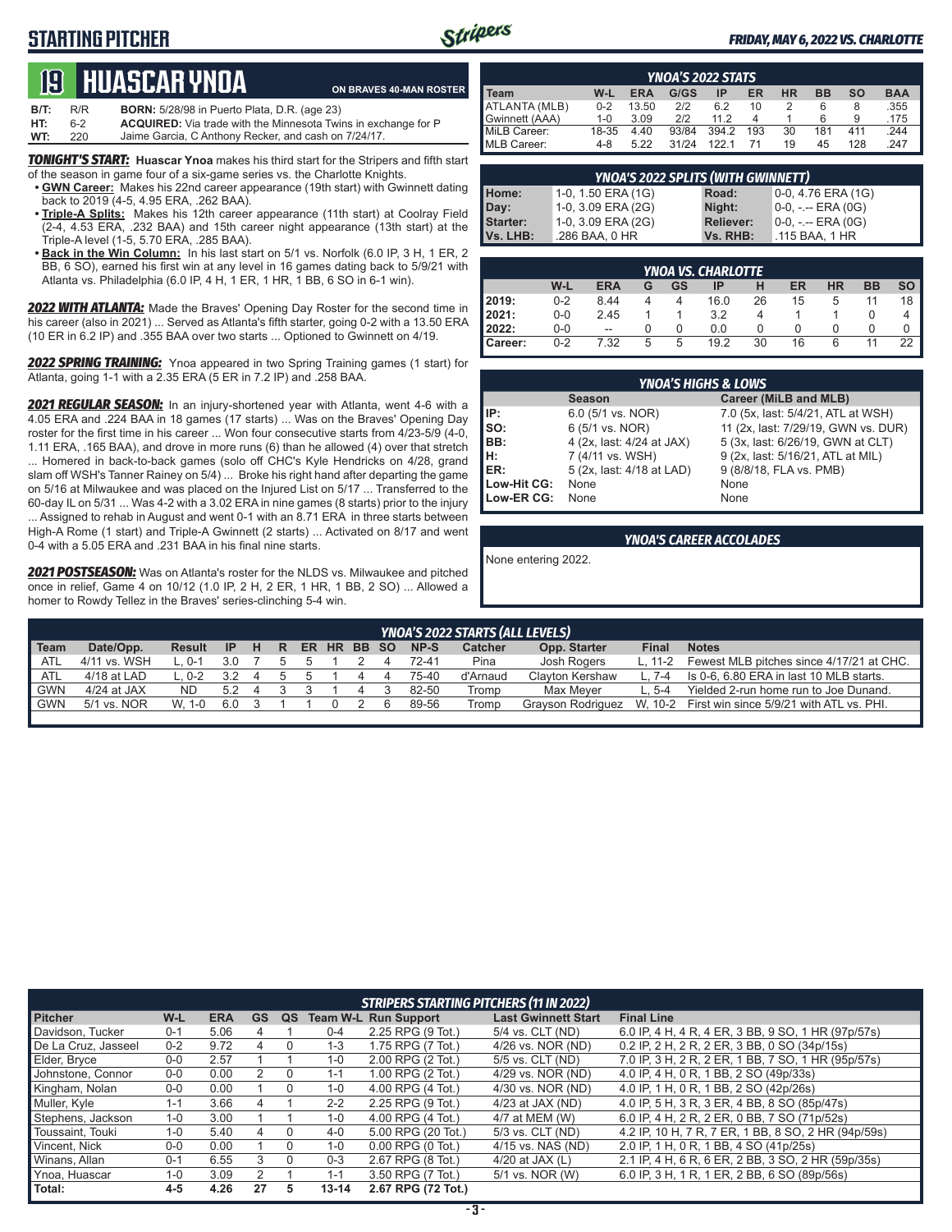# STARTING PITCHER

*FRIDAY, MAY 6, 2022 VS. CHARLOTTE*

## 19 HUASCAR YNOA

**ON BRAVES 40-MAN ROSTER**

| | | |
|---|---|---|
| **B/T:** | R/R | **BORN:** 5/28/98 in Puerto Plata, D.R. (age 23) |
| **HT:** | 6-2 | **ACQUIRED:** Via trade with the Minnesota Twins in exchange for P Jaime Garcia, C Anthony Recker, and cash on 7/24/17. |
| **WT:** | 220 | |

***TONIGHT'S START:*** **Huascar Ynoa** makes his third start for the Stripers and fifth start of the season in game four of a six-game series vs. the Charlotte Knights.

- **GWN Career:** Makes his 22nd career appearance (19th start) with Gwinnett dating back to 2019 (4-5, 4.95 ERA, .262 BAA).
- **Triple-A Splits:** Makes his 12th career appearance (11th start) at Coolray Field (2-4, 4.53 ERA, .232 BAA) and 15th career night appearance (13th start) at the Triple-A level (1-5, 5.70 ERA, .285 BAA).
- **Back in the Win Column:** In his last start on 5/1 vs. Norfolk (6.0 IP, 3 H, 1 ER, 2 BB, 6 SO), earned his first win at any level in 16 games dating back to 5/9/21 with Atlanta vs. Philadelphia (6.0 IP, 4 H, 1 ER, 1 HR, 1 BB, 6 SO in 6-1 win).

***2022 WITH ATLANTA:*** Made the Braves' Opening Day Roster for the second time in his career (also in 2021) ... Served as Atlanta's fifth starter, going 0-2 with a 13.50 ERA (10 ER in 6.2 IP) and .355 BAA over two starts ... Optioned to Gwinnett on 4/19.

***2022 SPRING TRAINING:*** Ynoa appeared in two Spring Training games (1 start) for Atlanta, going 1-1 with a 2.35 ERA (5 ER in 7.2 IP) and .258 BAA.

***2021 REGULAR SEASON:*** In an injury-shortened year with Atlanta, went 4-6 with a 4.05 ERA and .224 BAA in 18 games (17 starts) ... Was on the Braves' Opening Day roster for the first time in his career ... Won four consecutive starts from 4/23-5/9 (4-0, 1.11 ERA, .165 BAA), and drove in more runs (6) than he allowed (4) over that stretch ... Homered in back-to-back games (solo off CHC's Kyle Hendricks on 4/28, grand slam off WSH's Tanner Rainey on 5/4) ... Broke his right hand after departing the game on 5/16 at Milwaukee and was placed on the Injured List on 5/17 ... Transferred to the 60-day IL on 5/31 ... Was 4-2 with a 3.02 ERA in nine games (8 starts) prior to the injury ... Assigned to rehab in August and went 0-1 with an 8.71 ERA in three starts between High-A Rome (1 start) and Triple-A Gwinnett (2 starts) ... Activated on 8/17 and went 0-4 with a 5.05 ERA and .231 BAA in his final nine starts.

***2021 POSTSEASON:*** Was on Atlanta's roster for the NLDS vs. Milwaukee and pitched once in relief, Game 4 on 10/12 (1.0 IP, 2 H, 2 ER, 1 HR, 1 BB, 2 SO) ... Allowed a homer to Rowdy Tellez in the Braves' series-clinching 5-4 win.

### YNOA'S 2022 STATS

| Team | W-L | ERA | G/GS | IP | ER | HR | BB | SO | BAA |
|---|---|---|---|---|---|---|---|---|---|
| ATLANTA (MLB) | 0-2 | 13.50 | 2/2 | 6.2 | 10 | 2 | 6 | 8 | .355 |
| Gwinnett (AAA) | 1-0 | 3.09 | 2/2 | 11.2 | 4 | 1 | 6 | 9 | .175 |
| MiLB Career: | 18-35 | 4.40 | 93/84 | 394.2 | 193 | 30 | 181 | 411 | .244 |
| MLB Career: | 4-8 | 5.22 | 31/24 | 122.1 | 71 | 19 | 45 | 128 | .247 |

### YNOA'S 2022 SPLITS (WITH GWINNETT)

| | | | |
|---|---|---|---|
| **Home:** | 1-0, 1.50 ERA (1G) | **Road:** | 0-0, 4.76 ERA (1G) |
| **Day:** | 1-0, 3.09 ERA (2G) | **Night:** | 0-0, -.-- ERA (0G) |
| **Starter:** | 1-0, 3.09 ERA (2G) | **Reliever:** | 0-0, -.-- ERA (0G) |
| **Vs. LHB:** | .286 BAA, 0 HR | **Vs. RHB:** | .115 BAA, 1 HR |

### YNOA VS. CHARLOTTE

| | W-L | ERA | G | GS | IP | H | ER | HR | BB | SO |
|---|---|---|---|---|---|---|---|---|---|---|
| **2019:** | 0-2 | 8.44 | 4 | 4 | 16.0 | 26 | 15 | 5 | 11 | 18 |
| **2021:** | 0-0 | 2.45 | 1 | 1 | 3.2 | 4 | 1 | 1 | 0 | 4 |
| **2022:** | 0-0 | -- | 0 | 0 | 0.0 | 0 | 0 | 0 | 0 | 0 |
| **Career:** | 0-2 | 7.32 | 5 | 5 | 19.2 | 30 | 16 | 6 | 11 | 22 |

### YNOA'S HIGHS & LOWS

| | Season | Career (MiLB and MLB) |
|---|---|---|
| **IP:** | 6.0 (5/1 vs. NOR) | 7.0 (5x, last: 5/4/21, ATL at WSH) |
| **SO:** | 6 (5/1 vs. NOR) | 11 (2x, last: 7/29/19, GWN vs. DUR) |
| **BB:** | 4 (2x, last: 4/24 at JAX) | 5 (3x, last: 6/26/19, GWN at CLT) |
| **H:** | 7 (4/11 vs. WSH) | 9 (2x, last: 5/16/21, ATL at MIL) |
| **ER:** | 5 (2x, last: 4/18 at LAD) | 9 (8/8/18, FLA vs. PMB) |
| **Low-Hit CG:** | None | None |
| **Low-ER CG:** | None | None |

### YNOA'S CAREER ACCOLADES

None entering 2022.

### YNOA'S 2022 STARTS (ALL LEVELS)

| Team | Date/Opp. | Result | IP | H | R | ER | HR | BB | SO | NP-S | Catcher | Opp. Starter | Final | Notes |
|---|---|---|---|---|---|---|---|---|---|---|---|---|---|---|
| ATL | 4/11 vs. WSH | L, 0-1 | 3.0 | 7 | 5 | 5 | 1 | 2 | 4 | 72-41 | Pina | Josh Rogers | L, 11-2 | Fewest MLB pitches since 4/17/21 at CHC. |
| ATL | 4/18 at LAD | L, 0-2 | 3.2 | 4 | 5 | 5 | 1 | 4 | 4 | 75-40 | d'Arnaud | Clayton Kershaw | L, 7-4 | Is 0-6, 6.80 ERA in last 10 MLB starts. |
| GWN | 4/24 at JAX | ND | 5.2 | 4 | 3 | 3 | 1 | 4 | 3 | 82-50 | Tromp | Max Meyer | L, 5-4 | Yielded 2-run home run to Joe Dunand. |
| GWN | 5/1 vs. NOR | W, 1-0 | 6.0 | 3 | 1 | 1 | 0 | 2 | 6 | 89-56 | Tromp | Grayson Rodriguez | W, 10-2 | First win since 5/9/21 with ATL vs. PHI. |

### STRIPERS STARTING PITCHERS (11 IN 2022)

| Pitcher | W-L | ERA | GS | QS | Team W-L | Run Support | Last Gwinnett Start | Final Line |
|---|---|---|---|---|---|---|---|---|
| Davidson, Tucker | 0-1 | 5.06 | 4 | 1 | 0-4 | 2.25 RPG (9 Tot.) | 5/4 vs. CLT (ND) | 6.0 IP, 4 H, 4 R, 4 ER, 3 BB, 9 SO, 1 HR (97p/57s) |
| De La Cruz, Jasseel | 0-2 | 9.72 | 4 | 0 | 1-3 | 1.75 RPG (7 Tot.) | 4/26 vs. NOR (ND) | 0.2 IP, 2 H, 2 R, 2 ER, 3 BB, 0 SO (34p/15s) |
| Elder, Bryce | 0-0 | 2.57 | 1 | 1 | 1-0 | 2.00 RPG (2 Tot.) | 5/5 vs. CLT (ND) | 7.0 IP, 3 H, 2 R, 2 ER, 1 BB, 7 SO, 1 HR (95p/57s) |
| Johnstone, Connor | 0-0 | 0.00 | 2 | 0 | 1-1 | 1.00 RPG (2 Tot.) | 4/29 vs. NOR (ND) | 4.0 IP, 4 H, 0 R, 1 BB, 2 SO (49p/33s) |
| Kingham, Nolan | 0-0 | 0.00 | 1 | 0 | 1-0 | 4.00 RPG (4 Tot.) | 4/30 vs. NOR (ND) | 4.0 IP, 1 H, 0 R, 1 BB, 2 SO (42p/26s) |
| Muller, Kyle | 1-1 | 3.66 | 4 | 1 | 2-2 | 2.25 RPG (9 Tot.) | 4/23 at JAX (ND) | 4.0 IP, 5 H, 3 R, 3 ER, 4 BB, 8 SO (85p/47s) |
| Stephens, Jackson | 1-0 | 3.00 | 1 | 1 | 1-0 | 4.00 RPG (4 Tot.) | 4/7 at MEM (W) | 6.0 IP, 4 H, 2 R, 2 ER, 0 BB, 7 SO (71p/52s) |
| Toussaint, Touki | 1-0 | 5.40 | 4 | 0 | 4-0 | 5.00 RPG (20 Tot.) | 5/3 vs. CLT (ND) | 4.2 IP, 10 H, 7 R, 7 ER, 1 BB, 8 SO, 2 HR (94p/59s) |
| Vincent, Nick | 0-0 | 0.00 | 1 | 0 | 1-0 | 0.00 RPG (0 Tot.) | 4/15 vs. NAS (ND) | 2.0 IP, 1 H, 0 R, 1 BB, 4 SO (41p/25s) |
| Winans, Allan | 0-1 | 6.55 | 3 | 0 | 0-3 | 2.67 RPG (8 Tot.) | 4/20 at JAX (L) | 2.1 IP, 4 H, 6 R, 6 ER, 2 BB, 3 SO, 2 HR (59p/35s) |
| Ynoa, Huascar | 1-0 | 3.09 | 2 | 1 | 1-1 | 3.50 RPG (7 Tot.) | 5/1 vs. NOR (W) | 6.0 IP, 3 H, 1 R, 1 ER, 2 BB, 6 SO (89p/56s) |
| **Total:** | **4-5** | **4.26** | **27** | **5** | **13-14** | **2.67 RPG (72 Tot.)** | | |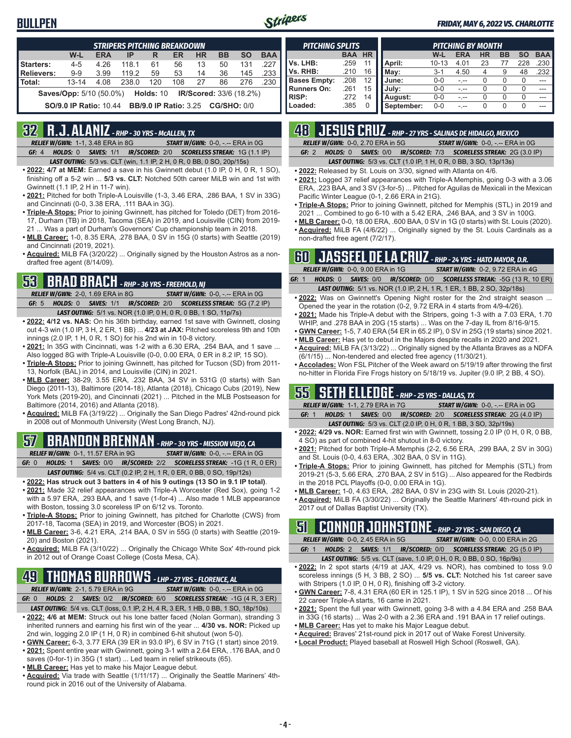# BULLPEN

**FRIDAY, MAY 6, 2022 VS. CHARLOTTE**

| STRIPERS PITCHING BREAKDOWN | W-L | ERA | IP | R | ER | HR | BB | SO | BAA |
|---|---|---|---|---|---|---|---|---|---|
| Starters: | 4-5 | 4.26 | 118.1 | 61 | 56 | 13 | 50 | 131 | .227 |
| Relievers: | 9-9 | 3.99 | 119.2 | 59 | 53 | 14 | 36 | 145 | .233 |
| Total: | 13-14 | 4.08 | 238.0 | 120 | 108 | 27 | 86 | 276 | .230 |

**Saves/Opp:** 5/10 (50.0%) **Holds:** 10 **IR/Scored:** 33/6 (18.2%)

**SO/9.0 IP Ratio:** 10.44 **BB/9.0 IP Ratio:** 3.25 **CG/SHO:** 0/0

| PITCHING SPLITS | BAA | HR |
|---|---|---|
| Vs. LHB: | .259 | 11 |
| Vs. RHB: | .210 | 16 |
| Bases Empty: | .208 | 12 |
| Runners On: | .261 | 15 |
| RISP: | .272 | 14 |
| Loaded: | .385 | 0 |

| PITCHING BY MONTH | W-L | ERA | HR | BB | SO | BAA |
|---|---|---|---|---|---|---|
| April: | 10-13 | 4.01 | 23 | 77 | 228 | .230 |
| May: | 3-1 | 4.50 | 4 | 9 | 48 | .232 |
| June: | 0-0 | -.-- | 0 | 0 | 0 | --- |
| July: | 0-0 | -.-- | 0 | 0 | 0 | --- |
| August: | 0-0 | -.-- | 0 | 0 | 0 | --- |
| September: | 0-0 | -.-- | 0 | 0 | 0 | --- |

## 32 R.J. ALANIZ - RHP - 30 YRS - McALLEN, TX

*RELIEF W/GWN:* 1-1, 3.48 ERA in 8G *START W/GWN:* 0-0, -.-- ERA in 0G

*GF:* 4 *HOLDS:* 0 *SAVES:* 1/1 *IR/SCORED:* 2/0 *SCORELESS STREAK:* 1G (1.1 IP)

*LAST OUTING:* 5/3 vs. CLT (win, 1.1 IP, 2 H, 0 R, 0 BB, 0 SO, 20p/15s)

- **2022:** 4/7 at MEM: Earned a save in his Gwinnett debut (1.0 IP, 0 H, 0 R, 1 SO), finishing off a 5-2 win ... **5/3 vs. CLT:** Notched 50th career MiLB win and 1st with Gwinnett (1.1 IP, 2 H in 11-7 win).
- **2021:** Pitched for both Triple-A Louisville (1-3, 3.46 ERA, .286 BAA, 1 SV in 33G) and Cincinnati (0-0, 3.38 ERA, .111 BAA in 3G).
- **Triple-A Stops:** Prior to joining Gwinnett, has pitched for Toledo (DET) from 2016-17, Durham (TB) in 2018, Tacoma (SEA) in 2019, and Louisville (CIN) from 2019-21 ... Was a part of Durham's Governors' Cup championship team in 2018.
- **MLB Career:** 1-0, 8.35 ERA, .278 BAA, 0 SV in 15G (0 starts) with Seattle (2019) and Cincinnati (2019, 2021).
- **Acquired:** MiLB FA (3/20/22) ... Originally signed by the Houston Astros as a non-drafted free agent (8/14/09).

## 53 BRAD BRACH - RHP - 36 YRS - FREEHOLD, NJ

*RELIEF W/GWN:* 2-0, 1.69 ERA in 8G *START W/GWN:* 0-0, -.-- ERA in 0G

*GF:* 5 *HOLDS:* 0 *SAVES:* 1/1 *IR/SCORED:* 2/0 *SCORELESS STREAK:* 5G (7.2 IP)

*LAST OUTING:* 5/1 vs. NOR (1.0 IP, 0 H, 0 R, 0 BB, 1 SO, 11p/7s)

- **2022:** 4/12 vs. NAS: On his 36th birthday, earned 1st save with Gwinnett, closing out 4-3 win (1.0 IP, 3 H, 2 ER, 1 BB) ... **4/23 at JAX:** Pitched scoreless 9th and 10th innings (2.0 IP, 1 H, 0 R, 1 SO) for his 2nd win in 10-8 victory.
- **2021:** In 35G with Cincinnati, was 1-2 with a 6.30 ERA, .254 BAA, and 1 save ... Also logged 8G with Triple-A Louisville (0-0, 0.00 ERA, 0 ER in 8.2 IP, 15 SO).
- **Triple-A Stops:** Prior to joining Gwinnett, has pitched for Tucson (SD) from 2011-13, Norfolk (BAL) in 2014, and Louisville (CIN) in 2021.
- **MLB Career:** 38-29, 3.55 ERA, .232 BAA, 34 SV in 531G (0 starts) with San Diego (2011-13), Baltimore (2014-18), Atlanta (2018), Chicago Cubs (2019), New York Mets (2019-20), and Cincinnati (2021) ... Pitched in the MLB Postseason for Baltimore (2014, 2016) and Atlanta (2018).
- **Acquired:** MiLB FA (3/19/22) ... Originally the San Diego Padres' 42nd-round pick in 2008 out of Monmouth University (West Long Branch, NJ).

## 57 BRANDON BRENNAN - RHP - 30 YRS - MISSION VIEJO, CA

*RELIEF W/GWN:* 0-1, 11.57 ERA in 9G *START W/GWN:* 0-0, -.-- ERA in 0G

*GF:* 0 *HOLDS:* 1 *SAVES:* 0/0 *IR/SCORED:* 2/2 *SCORELESS STREAK:* -1G (1 R, 0 ER)

*LAST OUTING:* 5/4 vs. CLT (0.2 IP, 2 H, 1 R, 0 ER, 0 BB, 0 SO, 19p/12s)

- **2022: Has struck out 3 batters in 4 of his 9 outings (13 SO in 9.1 IP total)**.
- **2021:** Made 32 relief appearances with Triple-A Worcester (Red Sox), going 1-2 with a 5.97 ERA, .293 BAA, and 1 save (1-for-4) ... Also made 1 MLB appearance with Boston, tossing 3.0 scoreless IP on 6/12 vs. Toronto.
- **Triple-A Stops:** Prior to joining Gwinnett, has pitched for Charlotte (CWS) from 2017-18, Tacoma (SEA) in 2019, and Worcester (BOS) in 2021.
- **MLB Career:** 3-6, 4.21 ERA, .214 BAA, 0 SV in 55G (0 starts) with Seattle (2019-20) and Boston (2021).
- **Acquired:** MiLB FA (3/10/22) ... Originally the Chicago White Sox' 4th-round pick in 2012 out of Orange Coast College (Costa Mesa, CA).

## 49 THOMAS BURROWS - LHP - 27 YRS - FLORENCE, AL

*RELIEF W/GWN:* 2-1, 5.79 ERA in 9G *START W/GWN:* 0-0, -.-- ERA in 0G

*GF:* 0 *HOLDS:* 2 *SAVES:* 0/2 *IR/SCORED:* 6/0 *SCORELESS STREAK:* -1G (4 R, 3 ER)

*LAST OUTING:* 5/4 vs. CLT (loss, 0.1 IP, 2 H, 4 R, 3 ER, 1 HB, 0 BB, 1 SO, 18p/10s)

- **2022:** 4/6 at MEM: Struck out his lone batter faced (Nolan Gorman), stranding 3 inherited runners and earning his first win of the year ... **4/30 vs. NOR:** Picked up 2nd win, logging 2.0 IP (1 H, 0 R) in combined 6-hit shutout (won 5-0).
- **GWN Career:** 6-3, 3.77 ERA (39 ER in 93.0 IP), 6 SV in 71G (1 start) since 2019.
- **2021:** Spent entire year with Gwinnett, going 3-1 with a 2.64 ERA, .176 BAA, and 0 saves (0-for-1) in 35G (1 start) ... Led team in relief strikeouts (65).
- **MLB Career:** Has yet to make his Major League debut.
- **Acquired:** Via trade with Seattle (1/11/17) ... Originally the Seattle Mariners' 4th-round pick in 2016 out of the University of Alabama.

## 48 JESUS CRUZ - RHP - 27 YRS - SALINAS DE HIDALGO, MEXICO

*RELIEF W/GWN:* 0-0, 2.70 ERA in 5G *START W/GWN:* 0-0, -.-- ERA in 0G

*GF:* 2 *HOLDS:* 0 *SAVES:* 0/0 *IR/SCORED:* 7/3 *SCORELESS STREAK:* 2G (3.0 IP)

*LAST OUTING:* 5/3 vs. CLT (1.0 IP, 1 H, 0 R, 0 BB, 3 SO, 13p/13s)

- **2022:** Released by St. Louis on 3/30, signed with Atlanta on 4/6.
- **2021:** Logged 37 relief appearances with Triple-A Memphis, going 0-3 with a 3.06 ERA, .223 BAA, and 3 SV (3-for-5) ... Pitched for Aguilas de Mexicali in the Mexican Pacific Winter League (0-1, 2.66 ERA in 21G).
- **Triple-A Stops:** Prior to joining Gwinnett, pitched for Memphis (STL) in 2019 and 2021 ... Combined to go 6-10 with a 5.42 ERA, .246 BAA, and 3 SV in 100G.
- **MLB Career:** 0-0, 18.00 ERA, .600 BAA, 0 SV in 1G (0 starts) with St. Louis (2020).
- **Acquired:** MiLB FA (4/6/22) ... Originally signed by the St. Louis Cardinals as a non-drafted free agent (7/2/17).

## 60 JASSEEL DE LA CRUZ - RHP - 24 YRS - HATO MAYOR, D.R.

*RELIEF W/GWN:* 0-0, 9.00 ERA in 1G *START W/GWN:* 0-2, 9.72 ERA in 4G

*GF:* 1 *HOLDS:* 0 *SAVES:* 0/0 *IR/SCORED:* 0/0 *SCORELESS STREAK:* -5G (13 R, 10 ER)

*LAST OUTING:* 5/1 vs. NOR (1.0 IP, 2 H, 1 R, 1 ER, 1 BB, 2 SO, 32p/18s)

- **2022:** Was on Gwinnett's Opening Night roster for the 2nd straight season ... Opened the year in the rotation (0-2, 9.72 ERA in 4 starts from 4/9-4/26).
- **2021:** Made his Triple-A debut with the Stripers, going 1-3 with a 7.03 ERA, 1.70 WHIP, and .278 BAA in 20G (15 starts) ... Was on the 7-day IL from 8/16-9/15.
- **GWN Career:** 1-5, 7.40 ERA (54 ER in 65.2 IP), 0 SV in 25G (19 starts) since 2021.
- **MLB Career:** Has yet to debut in the Majors despite recalls in 2020 and 2021.
- **Acquired:** MiLB FA (3/13/22) ... Originally signed by the Atlanta Braves as a NDFA (6/1/15) ... Non-tendered and elected free agency (11/30/21).
- **Accolades:** Won FSL Pitcher of the Week award on 5/19/19 after throwing the first no-hitter in Florida Fire Frogs history on 5/18/19 vs. Jupiter (9.0 IP, 2 BB, 4 SO).

## 55 SETH ELLEDGE - RHP - 25 YRS - DALLAS, TX

*RELIEF W/GWN:* 1-1, 2.79 ERA in 7G *START W/GWN:* 0-0, -.-- ERA in 0G

*GF:* 1 *HOLDS:* 1 *SAVES:* 0/0 *IR/SCORED:* 2/0 *SCORELESS STREAK:* 2G (4.0 IP)

*LAST OUTING:* 5/3 vs. CLT (2.0 IP, 0 H, 0 R, 1 BB, 3 SO, 32p/19s)

- **2022:** 4/29 vs. NOR: Earned first win with Gwinnett, tossing 2.0 IP (0 H, 0 R, 0 BB, 4 SO) as part of combined 4-hit shutout in 8-0 victory.
- **2021:** Pitched for both Triple-A Memphis (2-2, 6.56 ERA, .299 BAA, 2 SV in 30G) and St. Louis (0-0, 4.63 ERA, .302 BAA, 0 SV in 11G).
- **Triple-A Stops:** Prior to joining Gwinnett, has pitched for Memphis (STL) from 2019-21 (5-3, 5.66 ERA, .270 BAA, 2 SV in 51G) ... Also appeared for the Redbirds in the 2018 PCL Playoffs (0-0, 0.00 ERA in 1G).
- **MLB Career:** 1-0, 4.63 ERA, .282 BAA, 0 SV in 23G with St. Louis (2020-21).
- **Acquired:** MiLB FA (3/30/22) ... Originally the Seattle Mariners' 4th-round pick in 2017 out of Dallas Baptist University (TX).

## 51 CONNOR JOHNSTONE - RHP - 27 YRS - SAN DIEGO, CA

*RELIEF W/GWN:* 0-0, 2.45 ERA in 5G *START W/GWN:* 0-0, 0.00 ERA in 2G

*GF:* 1 *HOLDS:* 2 *SAVES:* 1/1 *IR/SCORED:* 0/0 *SCORELESS STREAK:* 2G (5.0 IP)

*LAST OUTING:* 5/5 vs. CLT (save, 1.0 IP, 0 H, 0 R, 0 BB, 0 SO, 16p/9s)

- **2022:** In 2 spot starts (4/19 at JAX, 4/29 vs. NOR), has combined to toss 9.0 scoreless innings (5 H, 3 BB, 2 SO) ... **5/5 vs. CLT:** Notched his 1st career save with Stripers (1.0 IP, 0 H, 0 R), finishing off 3-2 victory.
- **GWN Career:** 7-8, 4.31 ERA (60 ER in 125.1 IP), 1 SV in 52G since 2018 ... Of his 22 career Triple-A starts, 16 came in 2021.
- **2021:** Spent the full year with Gwinnett, going 3-8 with a 4.84 ERA and .258 BAA in 33G (16 starts) ... Was 2-0 with a 2.36 ERA and .191 BAA in 17 relief outings.
- **MLB Career:** Has yet to make his Major League debut.
- **Acquired:** Braves' 21st-round pick in 2017 out of Wake Forest University.
- **Local Product:** Played baseball at Roswell High School (Roswell, GA).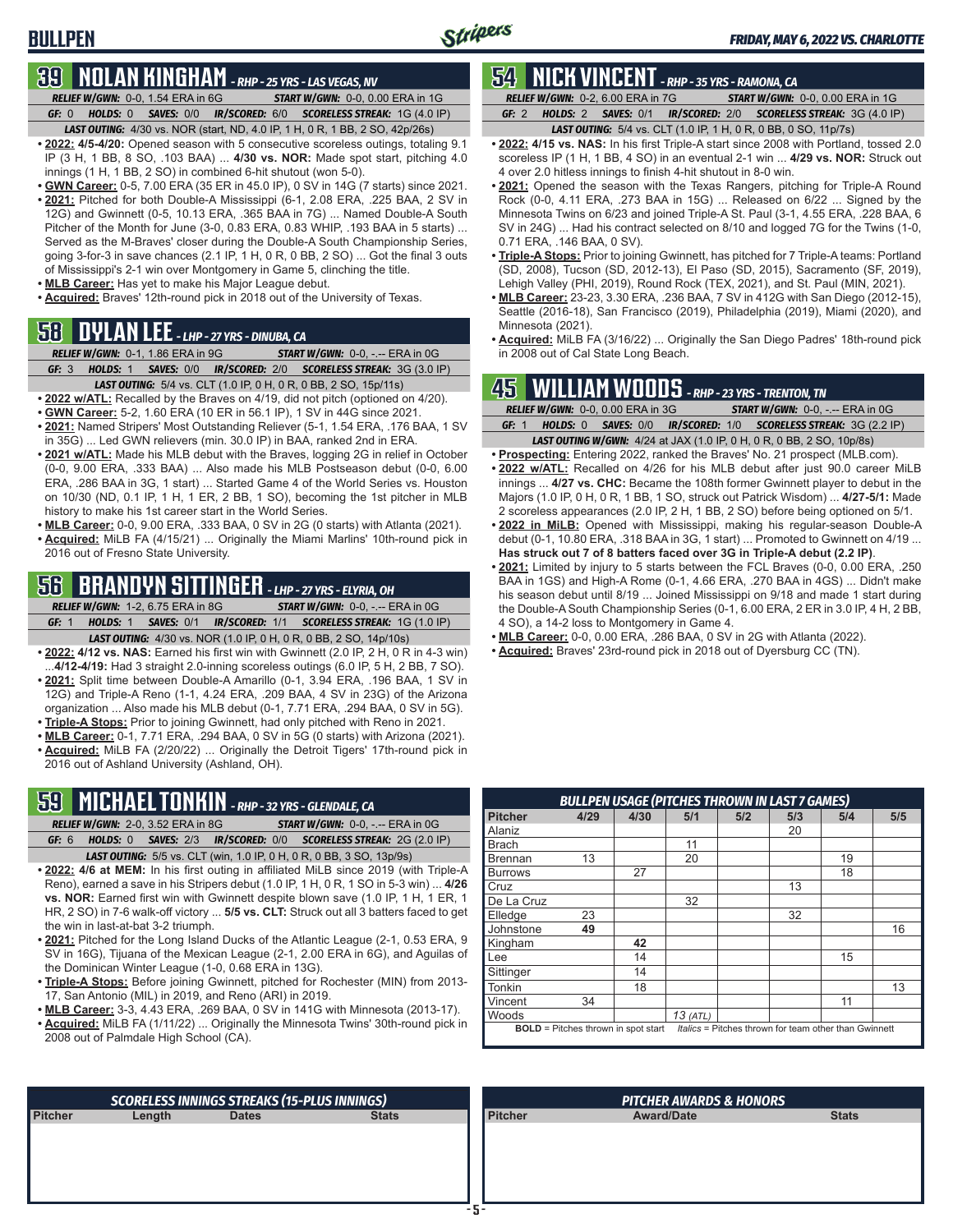## 39 NOLAN KINGHAM - RHP - 25 YRS - LAS VEGAS, NV

*RELIEF W/GWN:* 0-0, 1.54 ERA in 6G | *START W/GWN:* 0-0, 0.00 ERA in 1G

*GF:* 0 | *HOLDS:* 0 | *SAVES:* 0/0 | *IR/SCORED:* 6/0 | *SCORELESS STREAK:* 1G (4.0 IP)

*LAST OUTING:* 4/30 vs. NOR (start, ND, 4.0 IP, 1 H, 0 R, 1 BB, 2 SO, 42p/26s)

- **2022: 4/5-4/20:** Opened season with 5 consecutive scoreless outings, totaling 9.1 IP (3 H, 1 BB, 8 SO, .103 BAA) ... **4/30 vs. NOR:** Made spot start, pitching 4.0 innings (1 H, 1 BB, 2 SO) in combined 6-hit shutout (won 5-0).
- **GWN Career:** 0-5, 7.00 ERA (35 ER in 45.0 IP), 0 SV in 14G (7 starts) since 2021.
- **2021:** Pitched for both Double-A Mississippi (6-1, 2.08 ERA, .225 BAA, 2 SV in 12G) and Gwinnett (0-5, 10.13 ERA, .365 BAA in 7G) ... Named Double-A South Pitcher of the Month for June (3-0, 0.83 ERA, 0.83 WHIP, .193 BAA in 5 starts) ... Served as the M-Braves' closer during the Double-A South Championship Series, going 3-for-3 in save chances (2.1 IP, 1 H, 0 R, 0 BB, 2 SO) ... Got the final 3 outs of Mississippi's 2-1 win over Montgomery in Game 5, clinching the title.
- **MLB Career:** Has yet to make his Major League debut.
- **Acquired:** Braves' 12th-round pick in 2018 out of the University of Texas.

## 58 DYLAN LEE - LHP - 27 YRS - DINUBA, CA

*RELIEF W/GWN:* 0-1, 1.86 ERA in 9G | *START W/GWN:* 0-0, -.-- ERA in 0G

*GF:* 3 | *HOLDS:* 1 | *SAVES:* 0/0 | *IR/SCORED:* 2/0 | *SCORELESS STREAK:* 3G (3.0 IP)

*LAST OUTING:* 5/4 vs. CLT (1.0 IP, 0 H, 0 R, 0 BB, 2 SO, 15p/11s)

- **2022 w/ATL:** Recalled by the Braves on 4/19, did not pitch (optioned on 4/20).
- **GWN Career:** 5-2, 1.60 ERA (10 ER in 56.1 IP), 1 SV in 44G since 2021.
- **2021:** Named Stripers' Most Outstanding Reliever (5-1, 1.54 ERA, .176 BAA, 1 SV in 35G) ... Led GWN relievers (min. 30.0 IP) in BAA, ranked 2nd in ERA.
- **2021 w/ATL:** Made his MLB debut with the Braves, logging 2G in relief in October (0-0, 9.00 ERA, .333 BAA) ... Also made his MLB Postseason debut (0-0, 6.00 ERA, .286 BAA in 3G, 1 start) ... Started Game 4 of the World Series vs. Houston on 10/30 (ND, 0.1 IP, 1 H, 1 ER, 2 BB, 1 SO), becoming the 1st pitcher in MLB history to make his 1st career start in the World Series.
- **MLB Career:** 0-0, 9.00 ERA, .333 BAA, 0 SV in 2G (0 starts) with Atlanta (2021).
- **Acquired:** MiLB FA (4/15/21) ... Originally the Miami Marlins' 10th-round pick in 2016 out of Fresno State University.

## 56 BRANDYN SITTINGER - LHP - 27 YRS - ELYRIA, OH

*RELIEF W/GWN:* 1-2, 6.75 ERA in 8G | *START W/GWN:* 0-0, -.-- ERA in 0G

*GF:* 1 | *HOLDS:* 1 | *SAVES:* 0/1 | *IR/SCORED:* 1/1 | *SCORELESS STREAK:* 1G (1.0 IP)

*LAST OUTING:* 4/30 vs. NOR (1.0 IP, 0 H, 0 R, 0 BB, 2 SO, 14p/10s)

- **2022: 4/12 vs. NAS:** Earned his first win with Gwinnett (2.0 IP, 2 H, 0 R in 4-3 win) ...**4/12-4/19:** Had 3 straight 2.0-inning scoreless outings (6.0 IP, 5 H, 2 BB, 7 SO).
- **2021:** Split time between Double-A Amarillo (0-1, 3.94 ERA, .196 BAA, 1 SV in 12G) and Triple-A Reno (1-1, 4.24 ERA, .209 BAA, 4 SV in 23G) of the Arizona organization ... Also made his MLB debut (0-1, 7.71 ERA, .294 BAA, 0 SV in 5G).
- **Triple-A Stops:** Prior to joining Gwinnett, had only pitched with Reno in 2021.
- **MLB Career:** 0-1, 7.71 ERA, .294 BAA, 0 SV in 5G (0 starts) with Arizona (2021).
- **Acquired:** MiLB FA (2/20/22) ... Originally the Detroit Tigers' 17th-round pick in 2016 out of Ashland University (Ashland, OH).

## 59 MICHAEL TONKIN - RHP - 32 YRS - GLENDALE, CA

*RELIEF W/GWN:* 2-0, 3.52 ERA in 8G | *START W/GWN:* 0-0, -.-- ERA in 0G

*GF:* 6 | *HOLDS:* 0 | *SAVES:* 2/3 | *IR/SCORED:* 0/0 | *SCORELESS STREAK:* 2G (2.0 IP)

*LAST OUTING:* 5/5 vs. CLT (win, 1.0 IP, 0 H, 0 R, 0 BB, 3 SO, 13p/9s)

- **2022: 4/6 at MEM:** In his first outing in affiliated MiLB since 2019 (with Triple-A Reno), earned a save in his Stripers debut (1.0 IP, 1 H, 0 R, 1 SO in 5-3 win) ... **4/26 vs. NOR:** Earned first win with Gwinnett despite blown save (1.0 IP, 1 H, 1 ER, 1 HR, 2 SO) in 7-6 walk-off victory ... **5/5 vs. CLT:** Struck out all 3 batters faced to get the win in last-at-bat 3-2 triumph.
- **2021:** Pitched for the Long Island Ducks of the Atlantic League (2-1, 0.53 ERA, 9 SV in 16G), Tijuana of the Mexican League (2-1, 2.00 ERA in 6G), and Aguilas of the Dominican Winter League (1-0, 0.68 ERA in 13G).
- **Triple-A Stops:** Before joining Gwinnett, pitched for Rochester (MIN) from 2013-17, San Antonio (MIL) in 2019, and Reno (ARI) in 2019.
- **MLB Career:** 3-3, 4.43 ERA, .269 BAA, 0 SV in 141G with Minnesota (2013-17).
- **Acquired:** MiLB FA (1/11/22) ... Originally the Minnesota Twins' 30th-round pick in 2008 out of Palmdale High School (CA).

## 54 NICK VINCENT - RHP - 35 YRS - RAMONA, CA

*RELIEF W/GWN:* 0-2, 6.00 ERA in 7G | *START W/GWN:* 0-0, 0.00 ERA in 1G

*GF:* 2 | *HOLDS:* 2 | *SAVES:* 0/1 | *IR/SCORED:* 2/0 | *SCORELESS STREAK:* 3G (4.0 IP)

*LAST OUTING:* 5/4 vs. CLT (1.0 IP, 1 H, 0 R, 0 BB, 0 SO, 11p/7s)

- **2022: 4/15 vs. NAS:** In his first Triple-A start since 2008 with Portland, tossed 2.0 scoreless IP (1 H, 1 BB, 4 SO) in an eventual 2-1 win ... **4/29 vs. NOR:** Struck out 4 over 2.0 hitless innings to finish 4-hit shutout in 8-0 win.
- **2021:** Opened the season with the Texas Rangers, pitching for Triple-A Round Rock (0-0, 4.11 ERA, .273 BAA in 15G) ... Released on 6/22 ... Signed by the Minnesota Twins on 6/23 and joined Triple-A St. Paul (3-1, 4.55 ERA, .228 BAA, 6 SV in 24G) ... Had his contract selected on 8/10 and logged 7G for the Twins (1-0, 0.71 ERA, .146 BAA, 0 SV).
- **Triple-A Stops:** Prior to joining Gwinnett, has pitched for 7 Triple-A teams: Portland (SD, 2008), Tucson (SD, 2012-13), El Paso (SD, 2015), Sacramento (SF, 2019), Lehigh Valley (PHI, 2019), Round Rock (TEX, 2021), and St. Paul (MIN, 2021).
- **MLB Career:** 23-23, 3.30 ERA, .236 BAA, 7 SV in 412G with San Diego (2012-15), Seattle (2016-18), San Francisco (2019), Philadelphia (2019), Miami (2020), and Minnesota (2021).
- **Acquired:** MiLB FA (3/16/22) ... Originally the San Diego Padres' 18th-round pick in 2008 out of Cal State Long Beach.

## 45 WILLIAM WOODS - RHP - 23 YRS - TRENTON, TN

*RELIEF W/GWN:* 0-0, 0.00 ERA in 3G | *START W/GWN:* 0-0, -.-- ERA in 0G

*GF:* 1 | *HOLDS:* 0 | *SAVES:* 0/0 | *IR/SCORED:* 1/0 | *SCORELESS STREAK:* 3G (2.2 IP)

*LAST OUTING W/GWN:* 4/24 at JAX (1.0 IP, 0 H, 0 R, 0 BB, 2 SO, 10p/8s)

- **Prospecting:** Entering 2022, ranked the Braves' No. 21 prospect (MLB.com).
- **2022 w/ATL:** Recalled on 4/26 for his MLB debut after just 90.0 career MiLB innings ... **4/27 vs. CHC:** Became the 108th former Gwinnett player to debut in the Majors (1.0 IP, 0 H, 0 R, 1 BB, 1 SO, struck out Patrick Wisdom) ... **4/27-5/1:** Made 2 scoreless appearances (2.0 IP, 2 H, 1 BB, 2 SO) before being optioned on 5/1.
- **2022 in MiLB:** Opened with Mississippi, making his regular-season Double-A debut (0-1, 10.80 ERA, .318 BAA in 3G, 1 start) ... Promoted to Gwinnett on 4/19 ... **Has struck out 7 of 8 batters faced over 3G in Triple-A debut (2.2 IP)**.
- **2021:** Limited by injury to 5 starts between the FCL Braves (0-0, 0.00 ERA, .250 BAA in 1GS) and High-A Rome (0-1, 4.66 ERA, .270 BAA in 4GS) ... Didn't make his season debut until 8/19 ... Joined Mississippi on 9/18 and made 1 start during the Double-A South Championship Series (0-1, 6.00 ERA, 2 ER in 3.0 IP, 4 H, 2 BB, 4 SO), a 14-2 loss to Montgomery in Game 4.
- **MLB Career:** 0-0, 0.00 ERA, .286 BAA, 0 SV in 2G with Atlanta (2022).
- **Acquired:** Braves' 23rd-round pick in 2018 out of Dyersburg CC (TN).

### BULLPEN USAGE (PITCHES THROWN IN LAST 7 GAMES)

| Pitcher | 4/29 | 4/30 | 5/1 | 5/2 | 5/3 | 5/4 | 5/5 |
|---|---|---|---|---|---|---|---|
| Alaniz | | | | | 20 | | |
| Brach | | | 11 | | | | |
| Brennan | 13 | | 20 | | | 19 | |
| Burrows | | 27 | | | | 18 | |
| Cruz | | | | | 13 | | |
| De La Cruz | | | 32 | | | | |
| Elledge | 23 | | | | 32 | | |
| Johnstone | **49** | | | | | | 16 |
| Kingham | | **42** | | | | | |
| Lee | | 14 | | | | 15 | |
| Sittinger | | 14 | | | | | |
| Tonkin | | 18 | | | | | 13 |
| Vincent | 34 | | | | | 11 | |
| Woods | | | *13 (ATL)* | | | | |

**BOLD** = Pitches thrown in spot start *Italics* = Pitches thrown for team other than Gwinnett

### SCORELESS INNINGS STREAKS (15-PLUS INNINGS)

| Pitcher | Length | Dates | Stats |
|---|---|---|---|

### PITCHER AWARDS & HONORS

| Pitcher | Award/Date | Stats |
|---|---|---|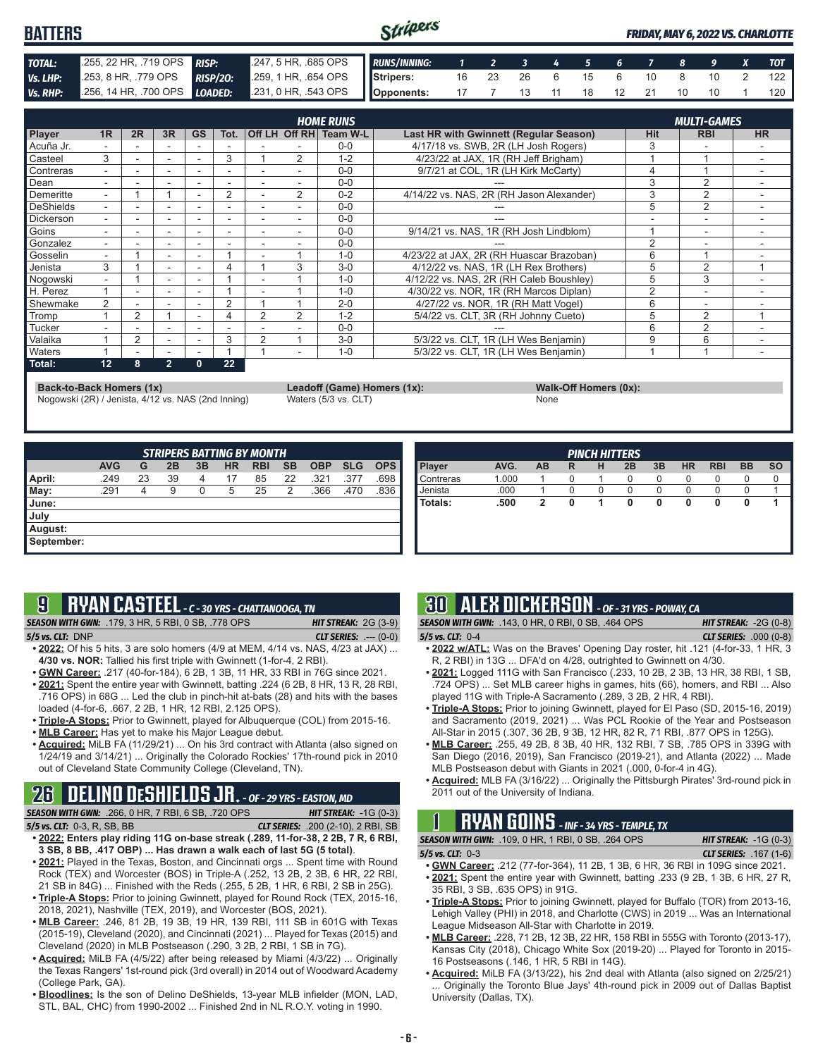# BATTERS

*FRIDAY, MAY 6, 2022 VS. CHARLOTTE*

| TOTAL: | .255, 22 HR, .719 OPS | RISP: | .247, 5 HR, .685 OPS |
|---|---|---|---|
| Vs. LHP: | .253, 8 HR, .779 OPS | RISP/2O: | .259, 1 HR, .654 OPS |
| Vs. RHP: | .256, 14 HR, .700 OPS | LOADED: | .231, 0 HR, .543 OPS |

| RUNS/INNING: | 1 | 2 | 3 | 4 | 5 | 6 | 7 | 8 | 9 | X | TOT |
|---|---|---|---|---|---|---|---|---|---|---|---|
| Stripers: | 16 | 23 | 26 | 6 | 15 | 6 | 10 | 8 | 10 | 2 | 122 |
| Opponents: | 17 | 7 | 13 | 11 | 18 | 12 | 21 | 10 | 10 | 1 | 120 |

| Player | 1R | 2R | 3R | GS | Tot. | Off LH | Off RH | Team W-L | Last HR with Gwinnett (Regular Season) | Hit | RBI | HR |
|---|---|---|---|---|---|---|---|---|---|---|---|---|
| Acuña Jr. | - | - | - | - | - | - | - | 0-0 | 4/17/18 vs. SWB, 2R (LH Josh Rogers) | 3 | - | - |
| Casteel | 3 | - | - | - | 3 | 1 | 2 | 1-2 | 4/23/22 at JAX, 1R (RH Jeff Brigham) | 1 | 1 | - |
| Contreras | - | - | - | - | - | - | - | 0-0 | 9/7/21 at COL, 1R (LH Kirk McCarty) | 4 | 1 | - |
| Dean | - | - | - | - | - | - | - | 0-0 | --- | 3 | 2 | - |
| Demeritte | - | 1 | 1 | - | 2 | - | 2 | 0-2 | 4/14/22 vs. NAS, 2R (RH Jason Alexander) | 3 | 2 | - |
| DeShields | - | - | - | - | - | - | - | 0-0 | --- | 5 | 2 | - |
| Dickerson | - | - | - | - | - | - | - | 0-0 | --- | - | - | - |
| Goins | - | - | - | - | - | - | - | 0-0 | 9/14/21 vs. NAS, 1R (RH Josh Lindblom) | 1 | - | - |
| Gonzalez | - | - | - | - | - | - | - | 0-0 | --- | 2 | - | - |
| Gosselin | - | 1 | - | - | 1 | - | 1 | 1-0 | 4/23/22 at JAX, 2R (RH Huascar Brazoban) | 6 | 1 | - |
| Jenista | 3 | 1 | - | - | 4 | 1 | 3 | 3-0 | 4/12/22 vs. NAS, 1R (LH Rex Brothers) | 5 | 2 | 1 |
| Nogowski | - | 1 | - | - | 1 | - | 1 | 1-0 | 4/12/22 vs. NAS, 2R (RH Caleb Boushley) | 5 | 3 | - |
| H. Perez | 1 | - | - | - | 1 | - | 1 | 1-0 | 4/30/22 vs. NOR, 1R (RH Marcos Diplan) | 2 | - | - |
| Shewmake | 2 | - | - | - | 2 | 1 | 1 | 2-0 | 4/27/22 vs. NOR, 1R (RH Matt Vogel) | 6 | - | - |
| Tromp | 1 | 2 | 1 | - | 4 | 2 | 2 | 1-2 | 5/4/22 vs. CLT, 3R (RH Johnny Cueto) | 5 | 2 | 1 |
| Tucker | - | - | - | - | - | - | - | 0-0 | --- | 6 | 2 | - |
| Valaika | 1 | 2 | - | - | 3 | 2 | 1 | 3-0 | 5/3/22 vs. CLT, 1R (LH Wes Benjamin) | 9 | 6 | - |
| Waters | 1 | - | - | - | 1 | 1 | - | 1-0 | 5/3/22 vs. CLT, 1R (LH Wes Benjamin) | 1 | 1 | - |
| Total: | 12 | 8 | 2 | 0 | 22 | | | | | | | |

**Back-to-Back Homers (1x)**
Nogowski (2R) / Jenista, 4/12 vs. NAS (2nd Inning)

**Leadoff (Game) Homers (1x):**
Waters (5/3 vs. CLT)

**Walk-Off Homers (0x):**
None

| STRIPERS BATTING BY MONTH | AVG | G | 2B | 3B | HR | RBI | SB | OBP | SLG | OPS |
|---|---|---|---|---|---|---|---|---|---|---|
| April: | .249 | 23 | 39 | 4 | 17 | 85 | 22 | .321 | .377 | .698 |
| May: | .291 | 4 | 9 | 0 | 5 | 25 | 2 | .366 | .470 | .836 |
| June: | | | | | | | | | | |
| July | | | | | | | | | | |
| August: | | | | | | | | | | |
| September: | | | | | | | | | | |

| PINCH HITTERS | AVG. | AB | R | H | 2B | 3B | HR | RBI | BB | SO |
|---|---|---|---|---|---|---|---|---|---|---|
| Contreras | 1.000 | 1 | 0 | 1 | 0 | 0 | 0 | 0 | 0 | 0 |
| Jenista | .000 | 1 | 0 | 0 | 0 | 0 | 0 | 0 | 0 | 1 |
| Totals: | .500 | 2 | 0 | 1 | 0 | 0 | 0 | 0 | 0 | 1 |

## 9 RYAN CASTEEL - C - 30 YRS - CHATTANOOGA, TN

*SEASON WITH GWN:* .179, 3 HR, 5 RBI, 0 SB, .778 OPS — *HIT STREAK:* 2G (3-9)
*5/5 vs. CLT:* DNP — *CLT SERIES:* .--- (0-0)

- **2022:** Of his 5 hits, 3 are solo homers (4/9 at MEM, 4/14 vs. NAS, 4/23 at JAX) ... **4/30 vs. NOR:** Tallied his first triple with Gwinnett (1-for-4, 2 RBI).
- **GWN Career:** .217 (40-for-184), 6 2B, 1 3B, 11 HR, 33 RBI in 76G since 2021.
- **2021:** Spent the entire year with Gwinnett, batting .224 (6 2B, 8 HR, 13 R, 28 RBI, .716 OPS) in 68G ... Led the club in pinch-hit at-bats (28) and hits with the bases loaded (4-for-6, .667, 2 2B, 1 HR, 12 RBI, 2.125 OPS).
- **Triple-A Stops:** Prior to Gwinnett, played for Albuquerque (COL) from 2015-16.
- **MLB Career:** Has yet to make his Major League debut.
- **Acquired:** MiLB FA (11/29/21) ... On his 3rd contract with Atlanta (also signed on 1/24/19 and 3/14/21) ... Originally the Colorado Rockies' 17th-round pick in 2010 out of Cleveland State Community College (Cleveland, TN).

## 26 DELINO DESHIELDS JR. - OF - 29 YRS - EASTON, MD

*SEASON WITH GWN:* .266, 0 HR, 7 RBI, 6 SB, .720 OPS — *HIT STREAK:* -1G (0-3)
*5/5 vs. CLT:* 0-3, R, SB, BB — *CLT SERIES:* .200 (2-10), 2 RBI, SB

- **2022: Enters play riding 11G on-base streak (.289, 11-for-38, 2 2B, 7 R, 6 RBI, 3 SB, 8 BB, .417 OBP) ... Has drawn a walk each of last 5G (5 total)**.
- **2021:** Played in the Texas, Boston, and Cincinnati orgs ... Spent time with Round Rock (TEX) and Worcester (BOS) in Triple-A (.252, 13 2B, 2 3B, 6 HR, 22 RBI, 21 SB in 84G) ... Finished with the Reds (.255, 5 2B, 1 HR, 6 RBI, 2 SB in 25G).
- **Triple-A Stops:** Prior to joining Gwinnett, played for Round Rock (TEX, 2015-16, 2018, 2021), Nashville (TEX, 2019), and Worcester (BOS, 2021).
- **MLB Career:** .246, 81 2B, 19 3B, 19 HR, 139 RBI, 111 SB in 601G with Texas (2015-19), Cleveland (2020), and Cincinnati (2021) ... Played for Texas (2015) and Cleveland (2020) in MLB Postseason (.290, 3 2B, 2 RBI, 1 SB in 7G).
- **Acquired:** MiLB FA (4/5/22) after being released by Miami (4/3/22) ... Originally the Texas Rangers' 1st-round pick (3rd overall) in 2014 out of Woodward Academy (College Park, GA).
- **Bloodlines:** Is the son of Delino DeShields, 13-year MLB infielder (MON, LAD, STL, BAL, CHC) from 1990-2002 ... Finished 2nd in NL R.O.Y. voting in 1990.

## 30 ALEX DICKERSON - OF - 31 YRS - POWAY, CA

*SEASON WITH GWN:* .143, 0 HR, 0 RBI, 0 SB, .464 OPS — *HIT STREAK:* -2G (0-8)
*5/5 vs. CLT:* 0-4 — *CLT SERIES:* .000 (0-8)

- **2022 w/ATL:** Was on the Braves' Opening Day roster, hit .121 (4-for-33, 1 HR, 3 R, 2 RBI) in 13G ... DFA'd on 4/28, outrighted to Gwinnett on 4/30.
- **2021:** Logged 111G with San Francisco (.233, 10 2B, 2 3B, 13 HR, 38 RBI, 1 SB, .724 OPS) ... Set MLB career highs in games, hits (66), homers, and RBI ... Also played 11G with Triple-A Sacramento (.289, 3 2B, 2 HR, 4 RBI).
- **Triple-A Stops:** Prior to joining Gwinnett, played for El Paso (SD, 2015-16, 2019) and Sacramento (2019, 2021) ... Was PCL Rookie of the Year and Postseason All-Star in 2015 (.307, 36 2B, 9 3B, 12 HR, 82 R, 71 RBI, .877 OPS in 125G).
- **MLB Career:** .255, 49 2B, 8 3B, 40 HR, 132 RBI, 7 SB, .785 OPS in 339G with San Diego (2016, 2019), San Francisco (2019-21), and Atlanta (2022) ... Made MLB Postseason debut with Giants in 2021 (.000, 0-for-4 in 4G).
- **Acquired:** MLB FA (3/16/22) ... Originally the Pittsburgh Pirates' 3rd-round pick in 2011 out of the University of Indiana.

## 1 RYAN GOINS - INF - 34 YRS - TEMPLE, TX

*SEASON WITH GWN:* .109, 0 HR, 1 RBI, 0 SB, .264 OPS — *HIT STREAK:* -1G (0-3)
*5/5 vs. CLT:* 0-3 — *CLT SERIES:* .167 (1-6)

- **GWN Career:** .212 (77-for-364), 11 2B, 1 3B, 6 HR, 36 RBI in 109G since 2021.
- **2021:** Spent the entire year with Gwinnett, batting .233 (9 2B, 1 3B, 6 HR, 27 R, 35 RBI, 3 SB, .635 OPS) in 91G.
- **Triple-A Stops:** Prior to joining Gwinnett, played for Buffalo (TOR) from 2013-16, Lehigh Valley (PHI) in 2018, and Charlotte (CWS) in 2019 ... Was an International League Midseason All-Star with Charlotte in 2019.
- **MLB Career:** .228, 71 2B, 12 3B, 22 HR, 158 RBI in 555G with Toronto (2013-17), Kansas City (2018), Chicago White Sox (2019-20) ... Played for Toronto in 2015-16 Postseasons (.146, 1 HR, 5 RBI in 14G).
- **Acquired:** MiLB FA (3/13/22), his 2nd deal with Atlanta (also signed on 2/25/21) ... Originally the Toronto Blue Jays' 4th-round pick in 2009 out of Dallas Baptist University (Dallas, TX).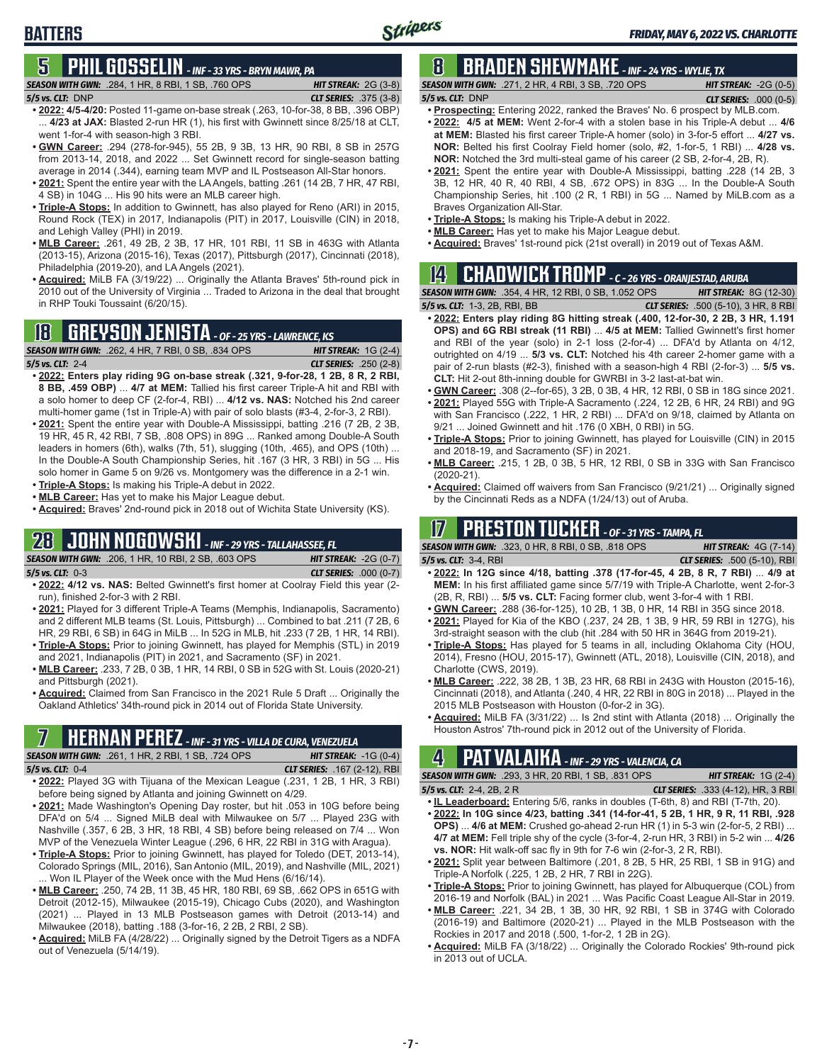# BATTERS

## 5 PHIL GOSSELIN - INF - 33 YRS - BRYN MAWR, PA

**SEASON WITH GWN:** .284, 1 HR, 8 RBI, 1 SB, .760 OPS | **HIT STREAK:** 2G (3-8)
**5/5 vs. CLT:** DNP | **CLT SERIES:** .375 (3-8)

- **2022: 4/5-4/20:** Posted 11-game on-base streak (.263, 10-for-38, 8 BB, .396 OBP) ... **4/23 at JAX:** Blasted 2-run HR (1), his first with Gwinnett since 8/25/18 at CLT, went 1-for-4 with season-high 3 RBI.
- **GWN Career:** .294 (278-for-945), 55 2B, 9 3B, 13 HR, 90 RBI, 8 SB in 257G from 2013-14, 2018, and 2022 ... Set Gwinnett record for single-season batting average in 2014 (.344), earning team MVP and IL Postseason All-Star honors.
- **2021:** Spent the entire year with the LA Angels, batting .261 (14 2B, 7 HR, 47 RBI, 4 SB) in 104G ... His 90 hits were an MLB career high.
- **Triple-A Stops:** In addition to Gwinnett, has also played for Reno (ARI) in 2015, Round Rock (TEX) in 2017, Indianapolis (PIT) in 2017, Louisville (CIN) in 2018, and Lehigh Valley (PHI) in 2019.
- **MLB Career:** .261, 49 2B, 2 3B, 17 HR, 101 RBI, 11 SB in 463G with Atlanta (2013-15), Arizona (2015-16), Texas (2017), Pittsburgh (2017), Cincinnati (2018), Philadelphia (2019-20), and LA Angels (2021).
- **Acquired:** MiLB FA (3/19/22) ... Originally the Atlanta Braves' 5th-round pick in 2010 out of the University of Virginia ... Traded to Arizona in the deal that brought in RHP Touki Toussaint (6/20/15).

## 18 GREYSON JENISTA - OF - 25 YRS - LAWRENCE, KS

**SEASON WITH GWN:** .262, 4 HR, 7 RBI, 0 SB, .834 OPS | **HIT STREAK:** 1G (2-4)
**5/5 vs. CLT:** 2-4 | **CLT SERIES:** .250 (2-8)

- **2022: Enters play riding 9G on-base streak (.321, 9-for-28, 1 2B, 8 R, 2 RBI, 8 BB, .459 OBP)** ... **4/7 at MEM:** Tallied his first career Triple-A hit and RBI with a solo homer to deep CF (2-for-4, RBI) ... **4/12 vs. NAS:** Notched his 2nd career multi-homer game (1st in Triple-A) with pair of solo blasts (#3-4, 2-for-3, 2 RBI).
- **2021:** Spent the entire year with Double-A Mississippi, batting .216 (7 2B, 2 3B, 19 HR, 45 R, 42 RBI, 7 SB, .808 OPS) in 89G ... Ranked among Double-A South leaders in homers (6th), walks (7th, 51), slugging (10th, .465), and OPS (10th) ... In the Double-A South Championship Series, hit .167 (3 HR, 3 RBI) in 5G ... His solo homer in Game 5 on 9/26 vs. Montgomery was the difference in a 2-1 win.
- **Triple-A Stops:** Is making his Triple-A debut in 2022.
- **MLB Career:** Has yet to make his Major League debut.
- **Acquired:** Braves' 2nd-round pick in 2018 out of Wichita State University (KS).

## 28 JOHN NOGOWSKI - INF - 29 YRS - TALLAHASSEE, FL

**SEASON WITH GWN:** .206, 1 HR, 10 RBI, 2 SB, .603 OPS | **HIT STREAK:** -2G (0-7)
**5/5 vs. CLT:** 0-3 | **CLT SERIES:** .000 (0-7)

- **2022:** **4/12 vs. NAS:** Belted Gwinnett's first homer at Coolray Field this year (2-run), finished 2-for-3 with 2 RBI.
- **2021:** Played for 3 different Triple-A Teams (Memphis, Indianapolis, Sacramento) and 2 different MLB teams (St. Louis, Pittsburgh) ... Combined to bat .211 (7 2B, 6 HR, 29 RBI, 6 SB) in 64G in MiLB ... In 52G in MLB, hit .233 (7 2B, 1 HR, 14 RBI).
- **Triple-A Stops:** Prior to joining Gwinnett, has played for Memphis (STL) in 2019 and 2021, Indianapolis (PIT) in 2021, and Sacramento (SF) in 2021.
- **MLB Career:** .233, 7 2B, 0 3B, 1 HR, 14 RBI, 0 SB in 52G with St. Louis (2020-21) and Pittsburgh (2021).
- **Acquired:** Claimed from San Francisco in the 2021 Rule 5 Draft ... Originally the Oakland Athletics' 34th-round pick in 2014 out of Florida State University.

## 7 HERNAN PEREZ - INF - 31 YRS - VILLA DE CURA, VENEZUELA

**SEASON WITH GWN:** .261, 1 HR, 2 RBI, 1 SB, .724 OPS | **HIT STREAK:** -1G (0-4)
**5/5 vs. CLT:** 0-4 | **CLT SERIES:** .167 (2-12), RBI

- **2022:** Played 3G with Tijuana of the Mexican League (.231, 1 2B, 1 HR, 3 RBI) before being signed by Atlanta and joining Gwinnett on 4/29.
- **2021:** Made Washington's Opening Day roster, but hit .053 in 10G before being DFA'd on 5/4 ... Signed MiLB deal with Milwaukee on 5/7 ... Played 23G with Nashville (.357, 6 2B, 3 HR, 18 RBI, 4 SB) before being released on 7/4 ... Won MVP of the Venezuela Winter League (.296, 6 HR, 22 RBI in 31G with Aragua).
- **Triple-A Stops:** Prior to joining Gwinnett, has played for Toledo (DET, 2013-14), Colorado Springs (MIL, 2016), San Antonio (MIL, 2019), and Nashville (MIL, 2021) ... Won IL Player of the Week once with the Mud Hens (6/16/14).
- **MLB Career:** .250, 74 2B, 11 3B, 45 HR, 180 RBI, 69 SB, .662 OPS in 651G with Detroit (2012-15), Milwaukee (2015-19), Chicago Cubs (2020), and Washington (2021) ... Played in 13 MLB Postseason games with Detroit (2013-14) and Milwaukee (2018), batting .188 (3-for-16, 2 2B, 2 RBI, 2 SB).
- **Acquired:** MiLB FA (4/28/22) ... Originally signed by the Detroit Tigers as a NDFA out of Venezuela (5/14/19).

## 8 BRADEN SHEWMAKE - INF - 24 YRS - WYLIE, TX

**SEASON WITH GWN:** .271, 2 HR, 4 RBI, 3 SB, .720 OPS | **HIT STREAK:** -2G (0-5)
**5/5 vs. CLT:** DNP | **CLT SERIES:** .000 (0-5)

- **Prospecting:** Entering 2022, ranked the Braves' No. 6 prospect by MLB.com.
- **2022: 4/5 at MEM:** Went 2-for-4 with a stolen base in his Triple-A debut ... **4/6 at MEM:** Blasted his first career Triple-A homer (solo) in 3-for-5 effort ... **4/27 vs. NOR:** Belted his first Coolray Field homer (solo, #2, 1-for-5, 1 RBI) ... **4/28 vs. NOR:** Notched the 3rd multi-steal game of his career (2 SB, 2-for-4, 2B, R).
- **2021:** Spent the entire year with Double-A Mississippi, batting .228 (14 2B, 3 3B, 12 HR, 40 R, 40 RBI, 4 SB, .672 OPS) in 83G ... In the Double-A South Championship Series, hit .100 (2 R, 1 RBI) in 5G ... Named by MiLB.com as a Braves Organization All-Star.
- **Triple-A Stops:** Is making his Triple-A debut in 2022.
- **MLB Career:** Has yet to make his Major League debut.
- **Acquired:** Braves' 1st-round pick (21st overall) in 2019 out of Texas A&M.

## 14 CHADWICK TROMP - C - 26 YRS - ORANJESTAD, ARUBA

**SEASON WITH GWN:** .354, 4 HR, 12 RBI, 0 SB, 1.052 OPS | **HIT STREAK:** 8G (12-30)
**5/5 vs. CLT:** 1-3, 2B, RBI, BB | **CLT SERIES:** .500 (5-10), 3 HR, 8 RBI

- **2022: Enters play riding 8G hitting streak (.400, 12-for-30, 2 2B, 3 HR, 1.191 OPS) and 6G RBI streak (11 RBI)** ... **4/5 at MEM:** Tallied Gwinnett's first homer and RBI of the year (solo) in 2-1 loss (2-for-4) ... DFA'd by Atlanta on 4/12, outrighted on 4/19 ... **5/3 vs. CLT:** Notched his 4th career 2-homer game with a pair of 2-run blasts (#2-3), finished with a season-high 4 RBI (2-for-3) ... **5/5 vs. CLT:** Hit 2-out 8th-inning double for GWRBI in 3-2 last-at-bat win.
- **GWN Career:** .308 (2--for-65), 3 2B, 0 3B, 4 HR, 12 RBI, 0 SB in 18G since 2021.
- **2021:** Played 55G with Triple-A Sacramento (.224, 12 2B, 6 HR, 24 RBI) and 9G with San Francisco (.222, 1 HR, 2 RBI) ... DFA'd on 9/18, claimed by Atlanta on 9/21 ... Joined Gwinnett and hit .176 (0 XBH, 0 RBI) in 5G.
- **Triple-A Stops:** Prior to joining Gwinnett, has played for Louisville (CIN) in 2015 and 2018-19, and Sacramento (SF) in 2021.
- **MLB Career:** .215, 1 2B, 0 3B, 5 HR, 12 RBI, 0 SB in 33G with San Francisco (2020-21).
- **Acquired:** Claimed off waivers from San Francisco (9/21/21) ... Originally signed by the Cincinnati Reds as a NDFA (1/24/13) out of Aruba.

## 17 PRESTON TUCKER - OF - 31 YRS - TAMPA, FL

**SEASON WITH GWN:** .323, 0 HR, 8 RBI, 0 SB, .818 OPS | **HIT STREAK:** 4G (7-14)
**5/5 vs. CLT:** 3-4, RBI | **CLT SERIES:** .500 (5-10), RBI

- **2022: In 12G since 4/18, batting .378 (17-for-45, 4 2B, 8 R, 7 RBI)** ... **4/9 at MEM:** In his first affiliated game since 5/7/19 with Triple-A Charlotte, went 2-for-3 (2B, R, RBI) ... **5/5 vs. CLT:** Facing former club, went 3-for-4 with 1 RBI.
- **GWN Career:** .288 (36-for-125), 10 2B, 1 3B, 0 HR, 14 RBI in 35G since 2018.
- **2021:** Played for Kia of the KBO (.237, 24 2B, 1 3B, 9 HR, 59 RBI in 127G), his 3rd-straight season with the club (hit .284 with 50 HR in 364G from 2019-21).
- **Triple-A Stops:** Has played for 5 teams in all, including Oklahoma City (HOU, 2014), Fresno (HOU, 2015-17), Gwinnett (ATL, 2018), Louisville (CIN, 2018), and Charlotte (CWS, 2019).
- **MLB Career:** .222, 38 2B, 1 3B, 23 HR, 68 RBI in 243G with Houston (2015-16), Cincinnati (2018), and Atlanta (.240, 4 HR, 22 RBI in 80G in 2018) ... Played in the 2015 MLB Postseason with Houston (0-for-2 in 3G).
- **Acquired:** MiLB FA (3/31/22) ... Is 2nd stint with Atlanta (2018) ... Originally the Houston Astros' 7th-round pick in 2012 out of the University of Florida.

## 4 PAT VALAIKA - INF - 29 YRS - VALENCIA, CA

**SEASON WITH GWN:** .293, 3 HR, 20 RBI, 1 SB, .831 OPS | **HIT STREAK:** 1G (2-4)
**5/5 vs. CLT:** 2-4, 2B, 2 R | **CLT SERIES:** .333 (4-12), HR, 3 RBI

- **IL Leaderboard:** Entering 5/6, ranks in doubles (T-6th, 8) and RBI (T-7th, 20).
- **2022: In 10G since 4/23, batting .341 (14-for-41, 5 2B, 1 HR, 9 R, 11 RBI, .928 OPS)** ... **4/6 at MEM:** Crushed go-ahead 2-run HR (1) in 5-3 win (2-for-5, 2 RBI) ... **4/7 at MEM:** Fell triple shy of the cycle (3-for-4, 2-run HR, 3 RBI) in 5-2 win ... **4/26 vs. NOR:** Hit walk-off sac fly in 9th for 7-6 win (2-for-3, 2 R, RBI).
- **2021:** Split year between Baltimore (.201, 8 2B, 5 HR, 25 RBI, 1 SB in 91G) and Triple-A Norfolk (.225, 1 2B, 2 HR, 7 RBI in 22G).
- **Triple-A Stops:** Prior to joining Gwinnett, has played for Albuquerque (COL) from 2016-19 and Norfolk (BAL) in 2021 ... Was Pacific Coast League All-Star in 2019.
- **MLB Career:** .221, 34 2B, 1 3B, 30 HR, 92 RBI, 1 SB in 374G with Colorado (2016-19) and Baltimore (2020-21) ... Played in the MLB Postseason with the Rockies in 2017 and 2018 (.500, 1-for-2, 1 2B in 2G).
- **Acquired:** MiLB FA (3/18/22) ... Originally the Colorado Rockies' 9th-round pick in 2013 out of UCLA.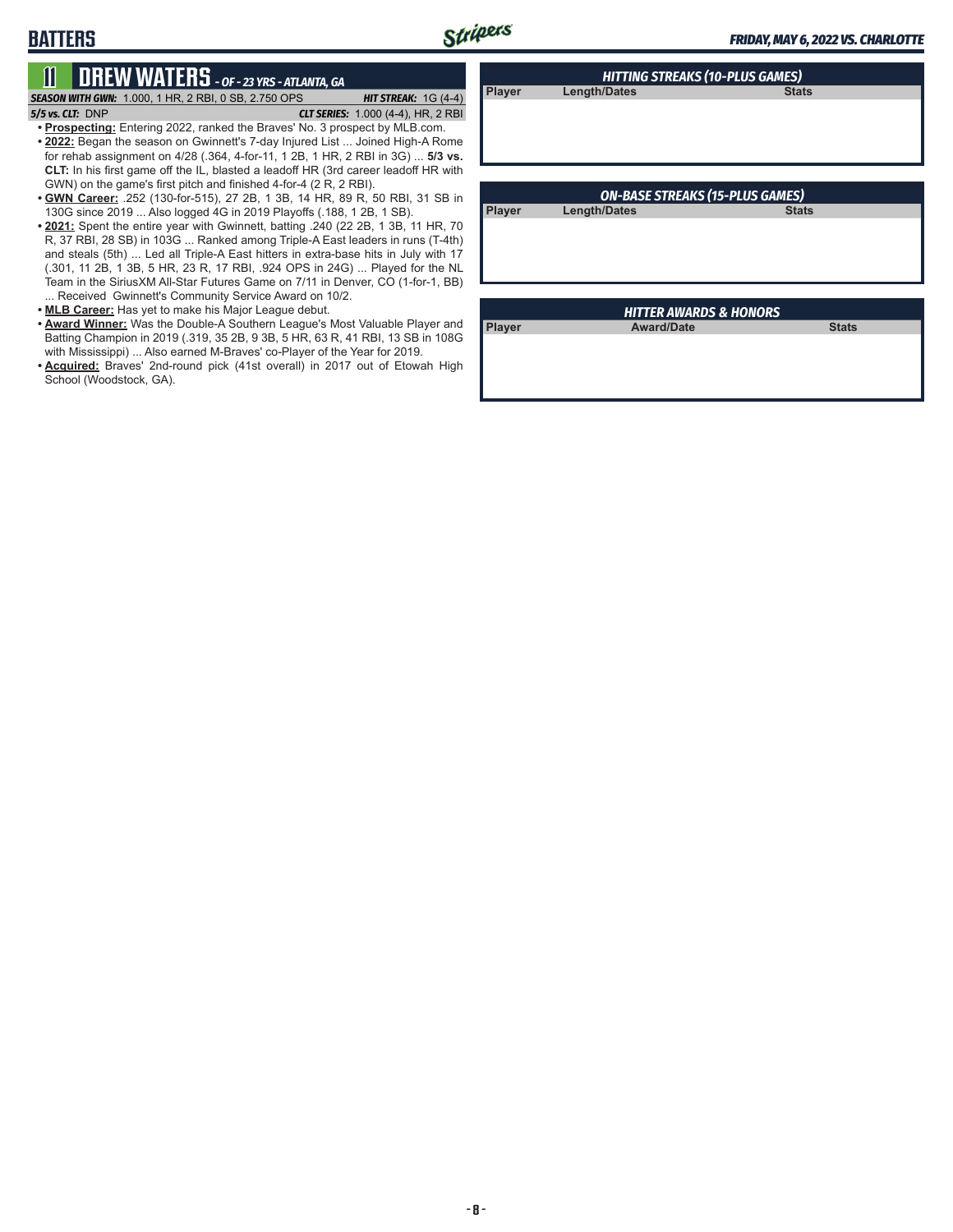# BATTERS

## 11 DREW WATERS - OF - 23 YRS - ATLANTA, GA

**SEASON WITH GWN:** 1.000, 1 HR, 2 RBI, 0 SB, 2.750 OPS | **HIT STREAK:** 1G (4-4)

**5/5 vs. CLT:** DNP | **CLT SERIES:** 1.000 (4-4), HR, 2 RBI

- **Prospecting:** Entering 2022, ranked the Braves' No. 3 prospect by MLB.com.
- **2022:** Began the season on Gwinnett's 7-day Injured List ... Joined High-A Rome for rehab assignment on 4/28 (.364, 4-for-11, 1 2B, 1 HR, 2 RBI in 3G) ... **5/3 vs. CLT:** In his first game off the IL, blasted a leadoff HR (3rd career leadoff HR with GWN) on the game's first pitch and finished 4-for-4 (2 R, 2 RBI).
- **GWN Career:** .252 (130-for-515), 27 2B, 1 3B, 14 HR, 89 R, 50 RBI, 31 SB in 130G since 2019 ... Also logged 4G in 2019 Playoffs (.188, 1 2B, 1 SB).
- **2021:** Spent the entire year with Gwinnett, batting .240 (22 2B, 1 3B, 11 HR, 70 R, 37 RBI, 28 SB) in 103G ... Ranked among Triple-A East leaders in runs (T-4th) and steals (5th) ... Led all Triple-A East hitters in extra-base hits in July with 17 (.301, 11 2B, 1 3B, 5 HR, 23 R, 17 RBI, .924 OPS in 24G) ... Played for the NL Team in the SiriusXM All-Star Futures Game on 7/11 in Denver, CO (1-for-1, BB) ... Received Gwinnett's Community Service Award on 10/2.
- **MLB Career:** Has yet to make his Major League debut.
- **Award Winner:** Was the Double-A Southern League's Most Valuable Player and Batting Champion in 2019 (.319, 35 2B, 9 3B, 5 HR, 63 R, 41 RBI, 13 SB in 108G with Mississippi) ... Also earned M-Braves' co-Player of the Year for 2019.
- **Acquired:** Braves' 2nd-round pick (41st overall) in 2017 out of Etowah High School (Woodstock, GA).

### HITTING STREAKS (10-PLUS GAMES)

| Player | Length/Dates | Stats |
|---|---|---|

### ON-BASE STREAKS (15-PLUS GAMES)

| Player | Length/Dates | Stats |
|---|---|---|

### HITTER AWARDS & HONORS

| Player | Award/Date | Stats |
|---|---|---|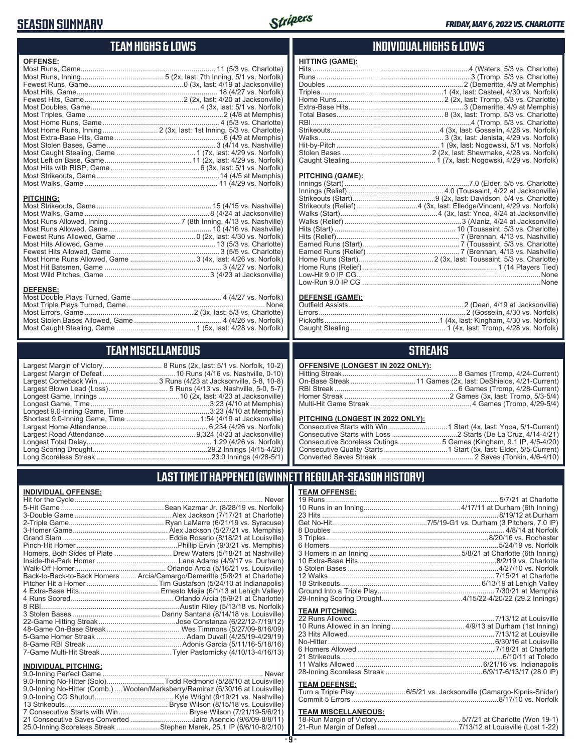# SEASON SUMMARY

FRIDAY, MAY 6, 2022 VS. CHARLOTTE

## TEAM HIGHS & LOWS

**OFFENSE:**

| | |
|---|---|
| Most Runs, Game | 11 (5/3 vs. Charlotte) |
| Most Runs, Inning | 5 (2x, last: 7th Inning, 5/1 vs. Norfolk) |
| Fewest Runs, Game | 0 (3x, last: 4/19 at Jacksonville) |
| Most Hits, Game | 18 (4/27 vs. Norfolk) |
| Fewest Hits, Game | 2 (2x, last: 4/20 at Jacksonville) |
| Most Doubles, Game | 4 (3x, last: 5/1 vs. Norfolk) |
| Most Triples, Game | 2 (4/8 at Memphis) |
| Most Home Runs, Game | 4 (5/3 vs. Charlotte) |
| Most Home Runs, Inning | 2 (3x, last: 1st Inning, 5/3 vs. Charlotte) |
| Most Extra-Base Hits, Game | 6 (4/9 at Memphis) |
| Most Stolen Bases, Game | 3 (4/14 vs. Nashville) |
| Most Caught Stealing, Game | 1 (7x, last: 4/29 vs. Norfolk) |
| Most Left on Base, Game | 11 (2x, last: 4/29 vs. Norfolk) |
| Most Hits with RISP, Game | 6 (3x, last: 5/1 vs. Norfolk) |
| Most Strikeouts, Game | 14 (4/5 at Memphis) |
| Most Walks, Game | 11 (4/29 vs. Norfolk) |

**PITCHING:**

| | |
|---|---|
| Most Strikeouts, Game | 15 (4/15 vs. Nashville) |
| Most Walks, Game | 8 (4/24 at Jacksonville) |
| Most Runs Allowed, Inning | 7 (8th Inning, 4/13 vs. Nashville) |
| Most Runs Allowed, Game | 10 (4/16 vs. Nashville) |
| Fewest Runs Allowed, Game | 0 (2x, last: 4/30 vs. Norfolk) |
| Most Hits Allowed, Game | 13 (5/3 vs. Charlotte) |
| Fewest Hits Allowed, Game | 3 (5/5 vs. Charlotte) |
| Most Home Runs Allowed, Game | 3 (4x, last: 4/26 vs. Norfolk) |
| Most Hit Batsmen, Game | 3 (4/27 vs. Norfolk) |
| Most Wild Pitches, Game | 3 (4/23 at Jacksonville) |

**DEFENSE:**

| | |
|---|---|
| Most Double Plays Turned, Game | 4 (4/27 vs. Norfolk) |
| Most Triple Plays Turned, Game | None |
| Most Errors, Game | 2 (3x, last: 5/3 vs. Charlotte) |
| Most Stolen Bases Allowed, Game | 4 (4/26 vs. Norfolk) |
| Most Caught Stealing, Game | 1 (5x, last: 4/28 vs. Norfolk) |

## INDIVIDUAL HIGHS & LOWS

**HITTING (GAME):**

| | |
|---|---|
| Hits | 4 (Waters, 5/3 vs. Charlotte) |
| Runs | 3 (Tromp, 5/3 vs. Charlotte) |
| Doubles | 2 (Demeritte, 4/9 at Memphis) |
| Triples | 1 (4x, last: Casteel, 4/30 vs. Norfolk) |
| Home Runs | 2 (2x, last: Tromp, 5/3 vs. Charlotte) |
| Extra-Base Hits | 3 (Demeritte, 4/9 at Memphis) |
| Total Bases | 8 (3x, last: Tromp, 5/3 vs. Charlotte) |
| RBI | 4 (Tromp, 5/3 vs. Charlotte) |
| Strikeouts | 4 (3x, last: Gosselin, 4/28 vs. Norfolk) |
| Walks | 3 (3x, last: Jenista, 4/29 vs. Norfolk) |
| Hit-by-Pitch | 1 (9x, last: Nogowski, 5/1 vs. Norfolk) |
| Stolen Bases | 2 (2x, last: Shewmake, 4/28 vs. Norfolk) |
| Caught Stealing | 1 (7x, last: Nogowski, 4/29 vs. Norfolk) |

**PITCHING (GAME):**

| | |
|---|---|
| Innings (Start) | 7.0 (Elder, 5/5 vs. Charlotte) |
| Innings (Relief) | 4.0 (Toussaint, 4/22 at Jacksonville) |
| Strikeouts (Start) | 9 (2x, last: Davidson, 5/4 vs. Charlotte) |
| Strikeouts (Relief) | 4 (3x, last: Elledge/Vincent, 4/29 vs. Norfolk) |
| Walks (Start) | 4 (3x, last: Ynoa, 4/24 at Jacksonville) |
| Walks (Relief) | 3 (Alaniz, 4/24 at Jacksonville) |
| Hits (Start) | 10 (Toussaint, 5/3 vs. Charlotte) |
| Hits (Relief) | 7 (Brennan, 4/13 vs. Nashville) |
| Earned Runs (Start) | 7 (Toussaint, 5/3 vs. Charlotte) |
| Earned Runs (Relief) | 7 (Brennan, 4/13 vs. Nashville) |
| Home Runs (Start) | 2 (3x, last: Toussaint, 5/3 vs. Charlotte) |
| Home Runs (Relief) | 1 (14 Players Tied) |
| Low-Hit 9.0 IP CG | None |
| Low-Run 9.0 IP CG | None |

**DEFENSE (GAME):**

| | |
|---|---|
| Outfield Assists | 2 (Dean, 4/19 at Jacksonville) |
| Errors | 2 (Gosselin, 4/30 vs. Norfolk) |
| Pickoffs | 1 (4x, last: Kingham, 4/30 vs. Norfolk) |
| Caught Stealing | 1 (4x, last: Tromp, 4/28 vs. Norfolk) |

## TEAM MISCELLANEOUS

| | |
|---|---|
| Largest Margin of Victory | 8 Runs (2x, last: 5/1 vs. Norfolk, 10-2) |
| Largest Margin of Defeat | 10 Runs (4/16 vs. Nashville, 0-10) |
| Largest Comeback Win | 3 Runs (4/23 at Jacksonville, 5-8, 10-8) |
| Largest Blown Lead (Loss) | 5 Runs (4/13 vs. Nashville, 5-0, 5-7) |
| Longest Game, Innings | 10 (2x, last: 4/23 at Jacksonville) |
| Longest Game, Time | 3:23 (4/10 at Memphis) |
| Longest 9.0-Inning Game, Time | 3:23 (4/10 at Memphis) |
| Shortest 9.0-Inning Game, Time | 1:54 (4/19 at Jacksonville) |
| Largest Home Attendance | 6,234 (4/26 vs. Norfolk) |
| Largest Road Attendance | 9,324 (4/23 at Jacksonville) |
| Longest Total Delay | 1:29 (4/26 vs. Norfolk) |
| Long Scoring Drought | 29.2 Innings (4/15-4/20) |
| Long Scoreless Streak | 23.0 Innings (4/28-5/1) |

## STREAKS

**OFFENSIVE (LONGEST IN 2022 ONLY):**

| | |
|---|---|
| Hitting Streak | 8 Games (Tromp, 4/24-Current) |
| On-Base Streak | 11 Games (2x, last: DeShields, 4/21-Current) |
| RBI Streak | 6 Games (Tromp, 4/28-Current) |
| Homer Streak | 2 Games (3x, last: Tromp, 5/3-5/4) |
| Multi-Hit Game Streak | 4 Games (Tromp, 4/29-5/4) |

**PITCHING (LONGEST IN 2022 ONLY):**

| | |
|---|---|
| Consecutive Starts with Win | 1 Start (4x, last: Ynoa, 5/1-Current) |
| Consecutive Starts with Loss | 2 Starts (De La Cruz, 4/14-4/21) |
| Consecutive Scoreless Outings | 5 Games (Kingham, 9.1 IP, 4/5-4/20) |
| Consecutive Quality Starts | 1 Start (5x, last: Elder, 5/5-Current) |
| Converted Saves Streak | 2 Saves (Tonkin, 4/6-4/10) |

## LAST TIME IT HAPPENED (GWINNETT REGULAR-SEASON HISTORY)

**INDIVIDUAL OFFENSE:**

| | |
|---|---|
| Hit for the Cycle | Never |
| 5-Hit Game | Sean Kazmar Jr. (8/28/19 vs. Norfolk) |
| 3-Double Game | Alex Jackson (7/17/21 at Charlotte) |
| 2-Triple Game | Ryan LaMarre (6/21/19 vs. Syracuse) |
| 3-Homer Game | Alex Jackson (5/27/21 vs. Memphis) |
| Grand Slam | Eddie Rosario (8/18/21 at Louisville) |
| Pinch-Hit Homer | Phillip Ervin (9/3/21 vs. Memphis) |
| Homers, Both Sides of Plate | Drew Waters (5/18/21 at Nashville) |
| Inside-the-Park Homer | Lane Adams (4/9/17 vs. Durham) |
| Walk-Off Homer | Orlando Arcia (5/16/21 vs. Louisville) |
| Back-to-Back-to-Back Homers | Arcia/Camargo/Demeritte (5/8/21 at Charlotte) |
| Pitcher Hit a Homer | Tim Gustafson (5/24/10 at Indianapolis) |
| 4 Extra-Base Hits | Ernesto Mejia (6/1/13 at Lehigh Valley) |
| 4 Runs Scored | Orlando Arcia (5/9/21 at Charlotte) |
| 8 RBI | Austin Riley (5/13/18 vs. Norfolk) |
| 3 Stolen Bases | Danny Santana (8/14/18 vs. Louisville) |
| 22-Game Hitting Streak | Jose Constanza (6/22/12-7/19/12) |
| 48-Game On-Base Streak | Wes Timmons (5/27/09-8/16/09) |
| 5-Game Homer Streak | Adam Duvall (4/25/19-4/29/19) |
| 8-Game RBI Streak | Adonis Garcia (5/11/16-5/18/16) |
| 7-Game Multi-Hit Streak | Tyler Pastornicky (4/10/13-4/16/13) |

**INDIVIDUAL PITCHING:**

| | |
|---|---|
| 9.0-Inning Perfect Game | Never |
| 9.0-Inning No-Hitter (Solo) | Todd Redmond (5/28/10 at Louisville) |
| 9.0-Inning No-Hitter (Comb.) | Wooten/Marksberry/Ramirez (6/30/16 at Louisville) |
| 9.0-Inning CG Shutout | Kyle Wright (9/19/21 vs. Nashville) |
| 13 Strikeouts | Bryse Wilson (8/15/18 vs. Louisville) |
| 7 Consecutive Starts with Win | Bryse Wilson (7/21/19-5/6/21) |
| 21 Consecutive Saves Converted | Jairo Asencio (9/6/09-8/8/11) |
| 25.0-Inning Scoreless Streak | Stephen Marek, 25.1 IP (6/6/10-8/2/10) |

**TEAM OFFENSE:**

| | |
|---|---|
| 19 Runs | 5/7/21 at Charlotte |
| 10 Runs in an Inning | 4/17/11 at Durham (6th Inning) |
| 23 Hits | 8/19/12 at Durham |
| Get No-Hit | 7/5/19-G1 vs. Durham (3 Pitchers, 7.0 IP) |
| 8 Doubles | 4/8/14 at Norfolk |
| 3 Triples | 8/20/16 vs. Rochester |
| 6 Homers | 5/24/19 vs. Norfolk |
| 3 Homers in an Inning | 5/8/21 at Charlotte (6th Inning) |
| 10 Extra-Base Hits | 8/2/19 vs. Charlotte |
| 5 Stolen Bases | 4/27/10 vs. Norfolk |
| 12 Walks | 7/15/21 at Charlotte |
| 18 Strikeouts | 6/13/19 at Lehigh Valley |
| Ground Into a Triple Play | 7/30/21 at Memphis |
| 29-Inning Scoring Drought | 4/15/22-4/20/22 (29.2 Innings) |

**TEAM PITCHING:**

| | |
|---|---|
| 22 Runs Allowed | 7/13/12 at Louisville |
| 10 Runs Allowed in an Inning | 4/9/13 at Durham (1st Inning) |
| 23 Hits Allowed | 7/13/12 at Louisville |
| No-Hitter | 6/30/16 at Louisville |
| 6 Homers Allowed | 7/18/21 at Charlotte |
| 21 Strikeouts | 6/10/11 at Toledo |
| 11 Walks Allowed | 6/21/16 vs. Indianapolis |
| 28-Inning Scoreless Streak | 6/9/17-6/13/17 (28.0 IP) |

**TEAM DEFENSE:**

| | |
|---|---|
| Turn a Triple Play | 6/5/21 vs. Jacksonville (Camargo-Kipnis-Snider) |
| Commit 5 Errors | 8/17/10 vs. Norfolk |

**TEAM MISCELLANEOUS:**

| | |
|---|---|
| 18-Run Margin of Victory | 5/7/21 at Charlotte (Won 19-1) |
| 21-Run Margin of Defeat | 7/13/12 at Louisville (Lost 1-22) |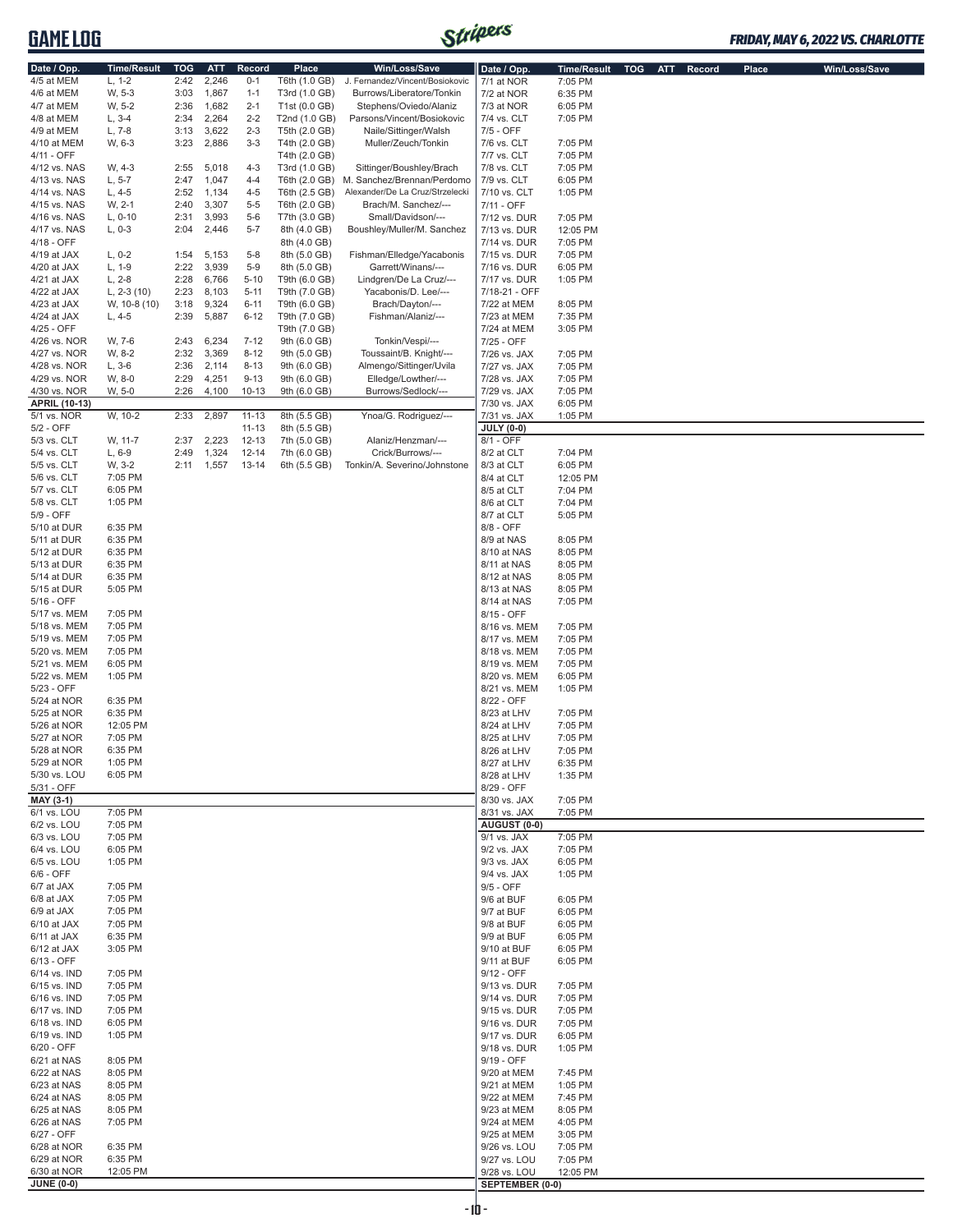# GAME LOG

*FRIDAY, MAY 6, 2022 VS. CHARLOTTE*

| Date / Opp. | Time/Result | TOG | ATT | Record | Place | Win/Loss/Save |
|---|---|---|---|---|---|---|
| 4/5 at MEM | L, 1-2 | 2:42 | 2,246 | 0-1 | T6th (1.0 GB) | J. Fernandez/Vincent/Bosiokovic |
| 4/6 at MEM | W, 5-3 | 3:03 | 1,867 | 1-1 | T3rd (1.0 GB) | Burrows/Liberatore/Tonkin |
| 4/7 at MEM | W, 5-2 | 2:36 | 1,682 | 2-1 | T1st (0.0 GB) | Stephens/Oviedo/Alaniz |
| 4/8 at MEM | L, 3-4 | 2:34 | 2,264 | 2-2 | T2nd (1.0 GB) | Parsons/Vincent/Bosiokovic |
| 4/9 at MEM | L, 7-8 | 3:13 | 3,622 | 2-3 | T5th (2.0 GB) | Naile/Sittinger/Walsh |
| 4/10 at MEM | W, 6-3 | 3:23 | 2,886 | 3-3 | T4th (2.0 GB) | Muller/Zeuch/Tonkin |
| 4/11 - OFF | | | | | T4th (2.0 GB) | |
| 4/12 vs. NAS | W, 4-3 | 2:55 | 5,018 | 4-3 | T3rd (1.0 GB) | Sittinger/Boushley/Brach |
| 4/13 vs. NAS | L, 5-7 | 2:47 | 1,047 | 4-4 | T6th (2.0 GB) | M. Sanchez/Brennan/Perdomo |
| 4/14 vs. NAS | L, 4-5 | 2:52 | 1,134 | 4-5 | T6th (2.5 GB) | Alexander/De La Cruz/Strzelecki |
| 4/15 vs. NAS | W, 2-1 | 2:40 | 3,307 | 5-5 | T6th (2.0 GB) | Brach/M. Sanchez/--- |
| 4/16 vs. NAS | L, 0-10 | 2:31 | 3,993 | 5-6 | T7th (3.0 GB) | Small/Davidson/--- |
| 4/17 vs. NAS | L, 0-3 | 2:04 | 2,446 | 5-7 | 8th (4.0 GB) | Boushley/Muller/M. Sanchez |
| 4/18 - OFF | | | | | 8th (4.0 GB) | |
| 4/19 at JAX | L, 0-2 | 1:54 | 5,153 | 5-8 | 8th (5.0 GB) | Fishman/Elledge/Yacabonis |
| 4/20 at JAX | L, 1-9 | 2:22 | 3,939 | 5-9 | 8th (5.0 GB) | Garrett/Winans/--- |
| 4/21 at JAX | L, 2-8 | 2:28 | 6,766 | 5-10 | T9th (6.0 GB) | Lindgren/De La Cruz/--- |
| 4/22 at JAX | L, 2-3 (10) | 2:23 | 8,103 | 5-11 | T9th (7.0 GB) | Yacabonis/D. Lee/--- |
| 4/23 at JAX | W, 10-8 (10) | 3:18 | 9,324 | 6-11 | T9th (6.0 GB) | Brach/Dayton/--- |
| 4/24 at JAX | L, 4-5 | 2:39 | 5,887 | 6-12 | T9th (7.0 GB) | Fishman/Alaniz/--- |
| 4/25 - OFF | | | | | T9th (7.0 GB) | |
| 4/26 vs. NOR | W, 7-6 | 2:43 | 6,234 | 7-12 | 9th (6.0 GB) | Tonkin/Vespi/--- |
| 4/27 vs. NOR | W, 8-2 | 2:32 | 3,369 | 8-12 | 9th (5.0 GB) | Toussaint/B. Knight/--- |
| 4/28 vs. NOR | L, 3-6 | 2:36 | 2,114 | 8-13 | 9th (6.0 GB) | Almengo/Sittinger/Uvila |
| 4/29 vs. NOR | W, 8-0 | 2:29 | 4,251 | 9-13 | 9th (6.0 GB) | Elledge/Lowther/--- |
| 4/30 vs. NOR | W, 5-0 | 2:26 | 4,100 | 10-13 | 9th (6.0 GB) | Burrows/Sedlock/--- |
| **APRIL (10-13)** | | | | | | |
| 5/1 vs. NOR | W, 10-2 | 2:33 | 2,897 | 11-13 | 8th (5.5 GB) | Ynoa/G. Rodriguez/--- |
| 5/2 - OFF | | | | 11-13 | 8th (5.5 GB) | |
| 5/3 vs. CLT | W, 11-7 | 2:37 | 2,223 | 12-13 | 7th (5.0 GB) | Alaniz/Henzman/--- |
| 5/4 vs. CLT | L, 6-9 | 2:49 | 1,324 | 12-14 | 7th (6.0 GB) | Crick/Burrows/--- |
| 5/5 vs. CLT | W, 3-2 | 2:11 | 1,557 | 13-14 | 6th (5.5 GB) | Tonkin/A. Severino/Johnstone |
| 5/6 vs. CLT | 7:05 PM | | | | | |
| 5/7 vs. CLT | 6:05 PM | | | | | |
| 5/8 vs. CLT | 1:05 PM | | | | | |
| 5/9 - OFF | | | | | | |
| 5/10 at DUR | 6:35 PM | | | | | |
| 5/11 at DUR | 6:35 PM | | | | | |
| 5/12 at DUR | 6:35 PM | | | | | |
| 5/13 at DUR | 6:35 PM | | | | | |
| 5/14 at DUR | 6:35 PM | | | | | |
| 5/15 at DUR | 5:05 PM | | | | | |
| 5/16 - OFF | | | | | | |
| 5/17 vs. MEM | 7:05 PM | | | | | |
| 5/18 vs. MEM | 7:05 PM | | | | | |
| 5/19 vs. MEM | 7:05 PM | | | | | |
| 5/20 vs. MEM | 7:05 PM | | | | | |
| 5/21 vs. MEM | 6:05 PM | | | | | |
| 5/22 vs. MEM | 1:05 PM | | | | | |
| 5/23 - OFF | | | | | | |
| 5/24 at NOR | 6:35 PM | | | | | |
| 5/25 at NOR | 6:35 PM | | | | | |
| 5/26 at NOR | 12:05 PM | | | | | |
| 5/27 at NOR | 7:05 PM | | | | | |
| 5/28 at NOR | 6:35 PM | | | | | |
| 5/29 at NOR | 1:05 PM | | | | | |
| 5/30 vs. LOU | 6:05 PM | | | | | |
| 5/31 - OFF | | | | | | |
| **MAY (3-1)** | | | | | | |
| 6/1 vs. LOU | 7:05 PM | | | | | |
| 6/2 vs. LOU | 7:05 PM | | | | | |
| 6/3 vs. LOU | 7:05 PM | | | | | |
| 6/4 vs. LOU | 6:05 PM | | | | | |
| 6/5 vs. LOU | 1:05 PM | | | | | |
| 6/6 - OFF | | | | | | |
| 6/7 at JAX | 7:05 PM | | | | | |
| 6/8 at JAX | 7:05 PM | | | | | |
| 6/9 at JAX | 7:05 PM | | | | | |
| 6/10 at JAX | 7:05 PM | | | | | |
| 6/11 at JAX | 6:35 PM | | | | | |
| 6/12 at JAX | 3:05 PM | | | | | |
| 6/13 - OFF | | | | | | |
| 6/14 vs. IND | 7:05 PM | | | | | |
| 6/15 vs. IND | 7:05 PM | | | | | |
| 6/16 vs. IND | 7:05 PM | | | | | |
| 6/17 vs. IND | 7:05 PM | | | | | |
| 6/18 vs. IND | 6:05 PM | | | | | |
| 6/19 vs. IND | 1:05 PM | | | | | |
| 6/20 - OFF | | | | | | |
| 6/21 at NAS | 8:05 PM | | | | | |
| 6/22 at NAS | 8:05 PM | | | | | |
| 6/23 at NAS | 8:05 PM | | | | | |
| 6/24 at NAS | 8:05 PM | | | | | |
| 6/25 at NAS | 8:05 PM | | | | | |
| 6/26 at NAS | 7:05 PM | | | | | |
| 6/27 - OFF | | | | | | |
| 6/28 at NOR | 6:35 PM | | | | | |
| 6/29 at NOR | 6:35 PM | | | | | |
| 6/30 at NOR | 12:05 PM | | | | | |
| **JUNE (0-0)** | | | | | | |

| Date / Opp. | Time/Result | TOG | ATT | Record | Place | Win/Loss/Save |
|---|---|---|---|---|---|---|
| 7/1 at NOR | 7:05 PM | | | | | |
| 7/2 at NOR | 6:35 PM | | | | | |
| 7/3 at NOR | 6:05 PM | | | | | |
| 7/4 vs. CLT | 7:05 PM | | | | | |
| 7/5 - OFF | | | | | | |
| 7/6 vs. CLT | 7:05 PM | | | | | |
| 7/7 vs. CLT | 7:05 PM | | | | | |
| 7/8 vs. CLT | 7:05 PM | | | | | |
| 7/9 vs. CLT | 6:05 PM | | | | | |
| 7/10 vs. CLT | 1:05 PM | | | | | |
| 7/11 - OFF | | | | | | |
| 7/12 vs. DUR | 7:05 PM | | | | | |
| 7/13 vs. DUR | 12:05 PM | | | | | |
| 7/14 vs. DUR | 7:05 PM | | | | | |
| 7/15 vs. DUR | 7:05 PM | | | | | |
| 7/16 vs. DUR | 6:05 PM | | | | | |
| 7/17 vs. DUR | 1:05 PM | | | | | |
| 7/18-21 - OFF | | | | | | |
| 7/22 at MEM | 8:05 PM | | | | | |
| 7/23 at MEM | 7:35 PM | | | | | |
| 7/24 at MEM | 3:05 PM | | | | | |
| 7/25 - OFF | | | | | | |
| 7/26 vs. JAX | 7:05 PM | | | | | |
| 7/27 vs. JAX | 7:05 PM | | | | | |
| 7/28 vs. JAX | 7:05 PM | | | | | |
| 7/29 vs. JAX | 7:05 PM | | | | | |
| 7/30 vs. JAX | 6:05 PM | | | | | |
| 7/31 vs. JAX | 1:05 PM | | | | | |
| **JULY (0-0)** | | | | | | |
| 8/1 - OFF | | | | | | |
| 8/2 at CLT | 7:04 PM | | | | | |
| 8/3 at CLT | 6:05 PM | | | | | |
| 8/4 at CLT | 12:05 PM | | | | | |
| 8/5 at CLT | 7:04 PM | | | | | |
| 8/6 at CLT | 7:04 PM | | | | | |
| 8/7 at CLT | 5:05 PM | | | | | |
| 8/8 - OFF | | | | | | |
| 8/9 at NAS | 8:05 PM | | | | | |
| 8/10 at NAS | 8:05 PM | | | | | |
| 8/11 at NAS | 8:05 PM | | | | | |
| 8/12 at NAS | 8:05 PM | | | | | |
| 8/13 at NAS | 8:05 PM | | | | | |
| 8/14 at NAS | 7:05 PM | | | | | |
| 8/15 - OFF | | | | | | |
| 8/16 vs. MEM | 7:05 PM | | | | | |
| 8/17 vs. MEM | 7:05 PM | | | | | |
| 8/18 vs. MEM | 7:05 PM | | | | | |
| 8/19 vs. MEM | 7:05 PM | | | | | |
| 8/20 vs. MEM | 6:05 PM | | | | | |
| 8/21 vs. MEM | 1:05 PM | | | | | |
| 8/22 - OFF | | | | | | |
| 8/23 at LHV | 7:05 PM | | | | | |
| 8/24 at LHV | 7:05 PM | | | | | |
| 8/25 at LHV | 7:05 PM | | | | | |
| 8/26 at LHV | 7:05 PM | | | | | |
| 8/27 at LHV | 6:35 PM | | | | | |
| 8/28 at LHV | 1:35 PM | | | | | |
| 8/29 - OFF | | | | | | |
| 8/30 vs. JAX | 7:05 PM | | | | | |
| 8/31 vs. JAX | 7:05 PM | | | | | |
| **AUGUST (0-0)** | | | | | | |
| 9/1 vs. JAX | 7:05 PM | | | | | |
| 9/2 vs. JAX | 7:05 PM | | | | | |
| 9/3 vs. JAX | 6:05 PM | | | | | |
| 9/4 vs. JAX | 1:05 PM | | | | | |
| 9/5 - OFF | | | | | | |
| 9/6 at BUF | 6:05 PM | | | | | |
| 9/7 at BUF | 6:05 PM | | | | | |
| 9/8 at BUF | 6:05 PM | | | | | |
| 9/9 at BUF | 6:05 PM | | | | | |
| 9/10 at BUF | 6:05 PM | | | | | |
| 9/11 at BUF | 6:05 PM | | | | | |
| 9/12 - OFF | | | | | | |
| 9/13 vs. DUR | 7:05 PM | | | | | |
| 9/14 vs. DUR | 7:05 PM | | | | | |
| 9/15 vs. DUR | 7:05 PM | | | | | |
| 9/16 vs. DUR | 7:05 PM | | | | | |
| 9/17 vs. DUR | 6:05 PM | | | | | |
| 9/18 vs. DUR | 1:05 PM | | | | | |
| 9/19 - OFF | | | | | | |
| 9/20 at MEM | 7:45 PM | | | | | |
| 9/21 at MEM | 1:05 PM | | | | | |
| 9/22 at MEM | 7:45 PM | | | | | |
| 9/23 at MEM | 8:05 PM | | | | | |
| 9/24 at MEM | 4:05 PM | | | | | |
| 9/25 at MEM | 3:05 PM | | | | | |
| 9/26 vs. LOU | 7:05 PM | | | | | |
| 9/27 vs. LOU | 7:05 PM | | | | | |
| 9/28 vs. LOU | 12:05 PM | | | | | |
| **SEPTEMBER (0-0)** | | | | | | |